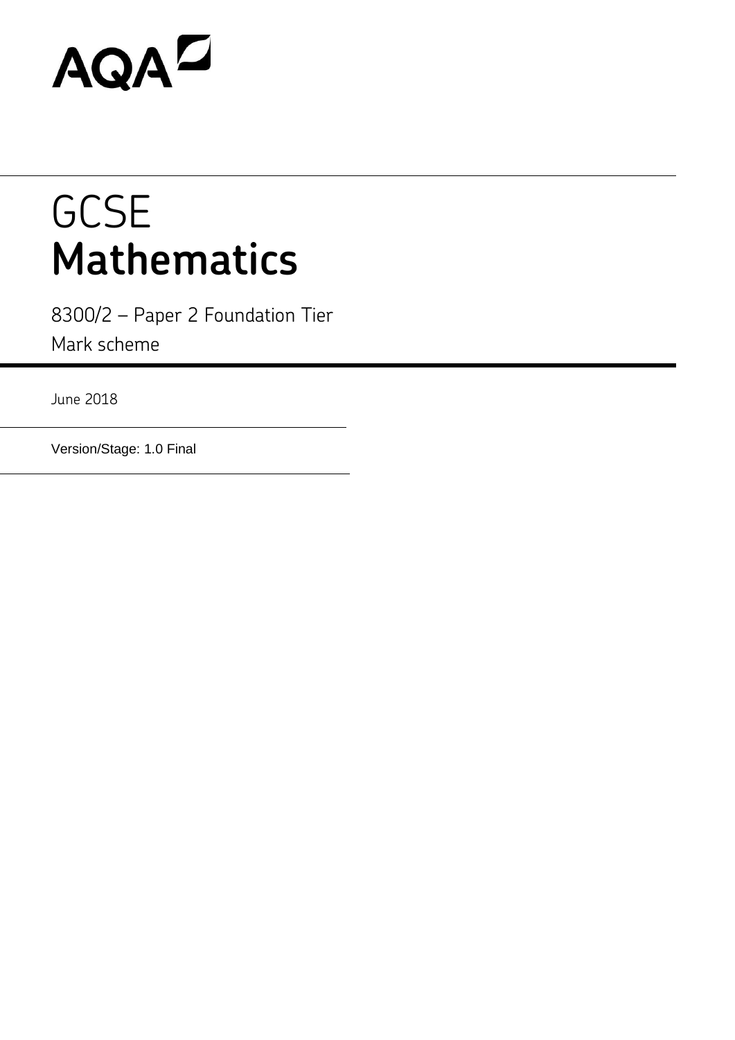AQA

# GCSE
# Mathematics

8300/2 – Paper 2 Foundation Tier

Mark scheme

June 2018

Version/Stage: 1.0 Final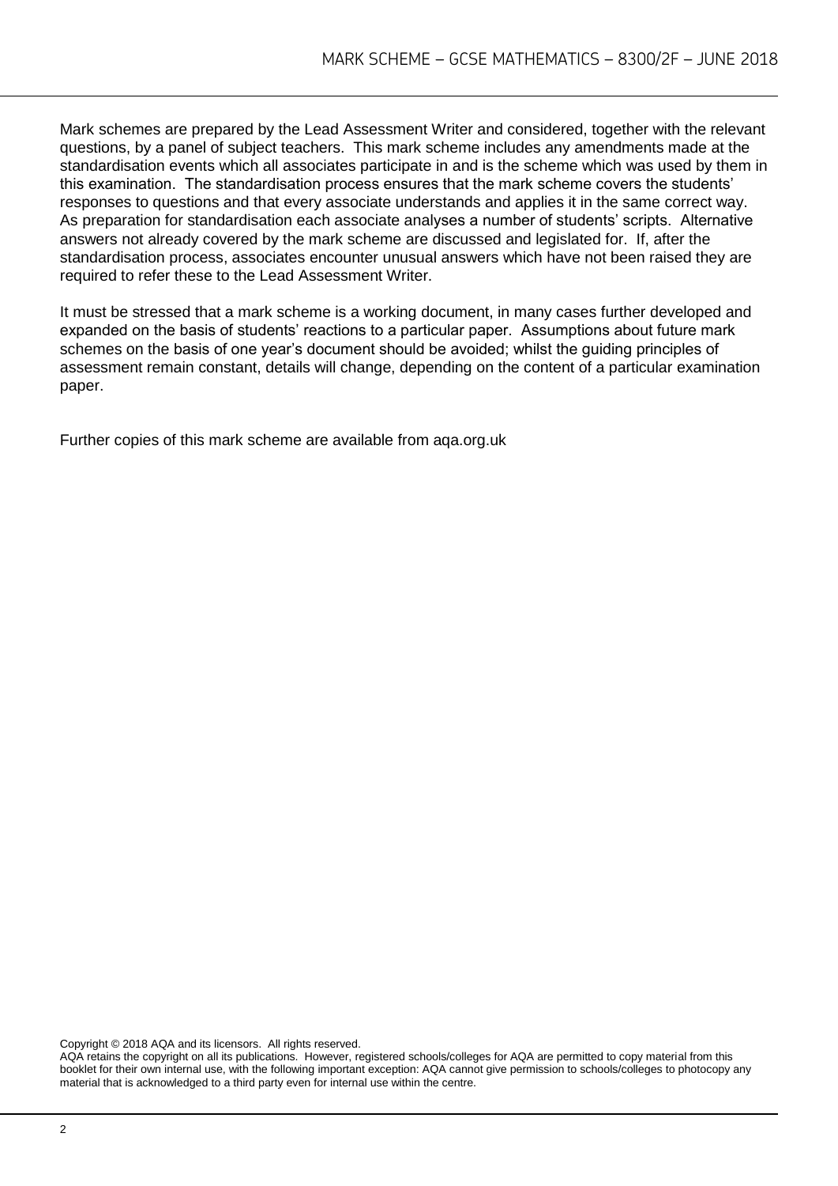Mark schemes are prepared by the Lead Assessment Writer and considered, together with the relevant questions, by a panel of subject teachers. This mark scheme includes any amendments made at the standardisation events which all associates participate in and is the scheme which was used by them in this examination. The standardisation process ensures that the mark scheme covers the students' responses to questions and that every associate understands and applies it in the same correct way. As preparation for standardisation each associate analyses a number of students' scripts. Alternative answers not already covered by the mark scheme are discussed and legislated for. If, after the standardisation process, associates encounter unusual answers which have not been raised they are required to refer these to the Lead Assessment Writer.

It must be stressed that a mark scheme is a working document, in many cases further developed and expanded on the basis of students' reactions to a particular paper. Assumptions about future mark schemes on the basis of one year's document should be avoided; whilst the guiding principles of assessment remain constant, details will change, depending on the content of a particular examination paper.

Further copies of this mark scheme are available from aqa.org.uk

Copyright © 2018 AQA and its licensors. All rights reserved.
AQA retains the copyright on all its publications. However, registered schools/colleges for AQA are permitted to copy material from this booklet for their own internal use, with the following important exception: AQA cannot give permission to schools/colleges to photocopy any material that is acknowledged to a third party even for internal use within the centre.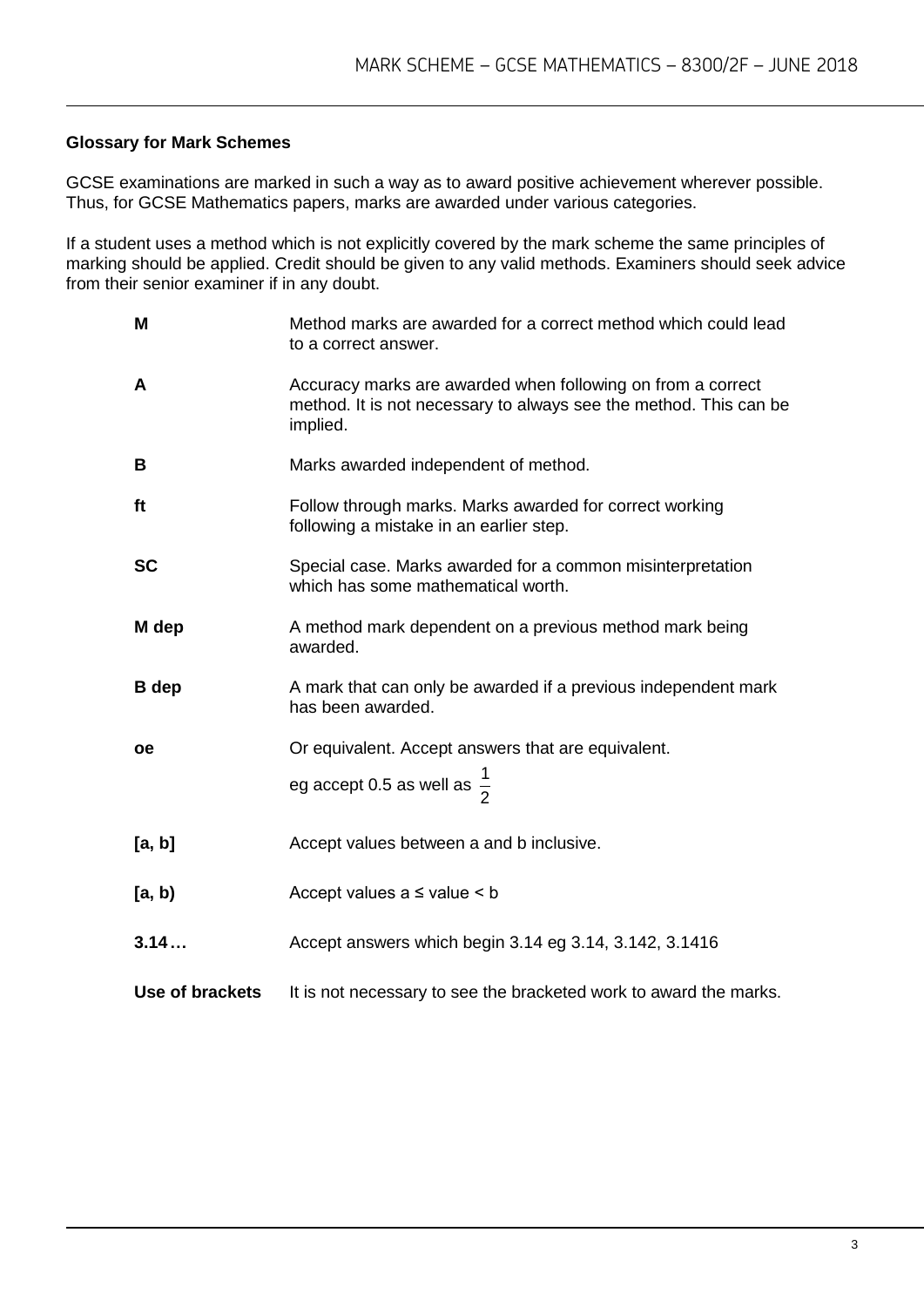**Glossary for Mark Schemes**

GCSE examinations are marked in such a way as to award positive achievement wherever possible. Thus, for GCSE Mathematics papers, marks are awarded under various categories.

If a student uses a method which is not explicitly covered by the mark scheme the same principles of marking should be applied. Credit should be given to any valid methods. Examiners should seek advice from their senior examiner if in any doubt.

| | |
|---|---|
| **M** | Method marks are awarded for a correct method which could lead to a correct answer. |
| **A** | Accuracy marks are awarded when following on from a correct method. It is not necessary to always see the method. This can be implied. |
| **B** | Marks awarded independent of method. |
| **ft** | Follow through marks. Marks awarded for correct working following a mistake in an earlier step. |
| **SC** | Special case. Marks awarded for a common misinterpretation which has some mathematical worth. |
| **M dep** | A method mark dependent on a previous method mark being awarded. |
| **B dep** | A mark that can only be awarded if a previous independent mark has been awarded. |
| **oe** | Or equivalent. Accept answers that are equivalent. eg accept 0.5 as well as $\frac{1}{2}$ |
| **[a, b]** | Accept values between a and b inclusive. |
| **[a, b)** | Accept values a ≤ value < b |
| **3.14…** | Accept answers which begin 3.14 eg 3.14, 3.142, 3.1416 |
| **Use of brackets** | It is not necessary to see the bracketed work to award the marks. |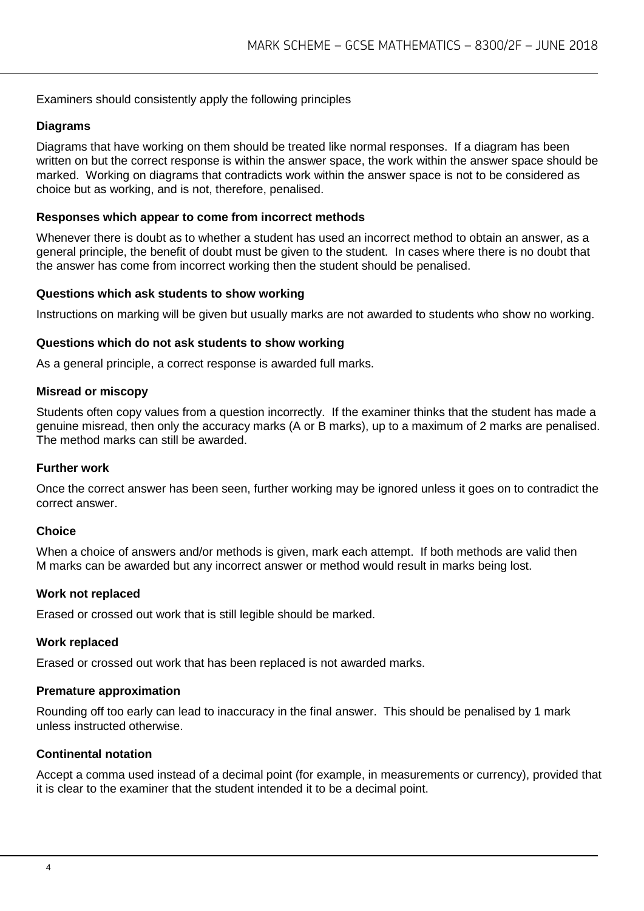Examiners should consistently apply the following principles

### Diagrams

Diagrams that have working on them should be treated like normal responses. If a diagram has been written on but the correct response is within the answer space, the work within the answer space should be marked. Working on diagrams that contradicts work within the answer space is not to be considered as choice but as working, and is not, therefore, penalised.

### Responses which appear to come from incorrect methods

Whenever there is doubt as to whether a student has used an incorrect method to obtain an answer, as a general principle, the benefit of doubt must be given to the student. In cases where there is no doubt that the answer has come from incorrect working then the student should be penalised.

### Questions which ask students to show working

Instructions on marking will be given but usually marks are not awarded to students who show no working.

### Questions which do not ask students to show working

As a general principle, a correct response is awarded full marks.

### Misread or miscopy

Students often copy values from a question incorrectly. If the examiner thinks that the student has made a genuine misread, then only the accuracy marks (A or B marks), up to a maximum of 2 marks are penalised. The method marks can still be awarded.

### Further work

Once the correct answer has been seen, further working may be ignored unless it goes on to contradict the correct answer.

### Choice

When a choice of answers and/or methods is given, mark each attempt. If both methods are valid then M marks can be awarded but any incorrect answer or method would result in marks being lost.

### Work not replaced

Erased or crossed out work that is still legible should be marked.

### Work replaced

Erased or crossed out work that has been replaced is not awarded marks.

### Premature approximation

Rounding off too early can lead to inaccuracy in the final answer. This should be penalised by 1 mark unless instructed otherwise.

### Continental notation

Accept a comma used instead of a decimal point (for example, in measurements or currency), provided that it is clear to the examiner that the student intended it to be a decimal point.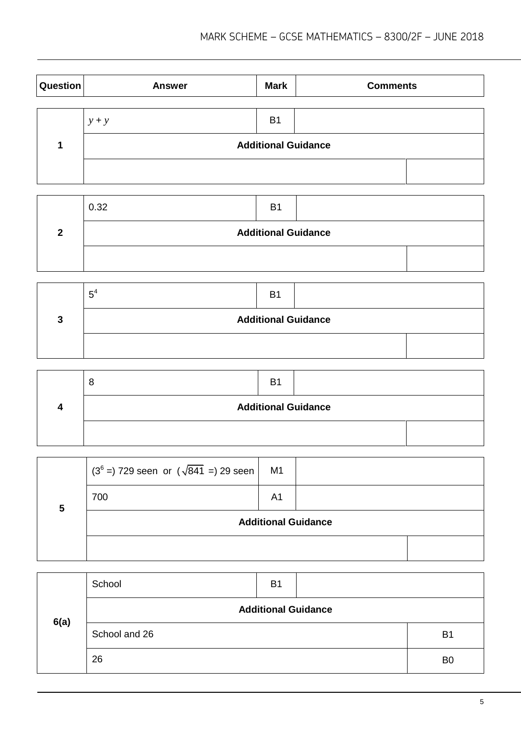| Question | Answer | Mark | Comments |
|---|---|---|---|
| 1 | $y + y$ | B1 | |
| | **Additional Guidance** | | |
| | | | |
| 2 | 0.32 | B1 | |
| | **Additional Guidance** | | |
| | | | |
| 3 | $5^4$ | B1 | |
| | **Additional Guidance** | | |
| | | | |
| 4 | 8 | B1 | |
| | **Additional Guidance** | | |
| | | | |
| 5 | ($3^6$ =) 729 seen or ($\sqrt{841}$ =) 29 seen | M1 | |
| | 700 | A1 | |
| | **Additional Guidance** | | |
| | | | |
| 6(a) | School | B1 | |
| | **Additional Guidance** | | |
| | School and 26 | | B1 |
| | 26 | | B0 |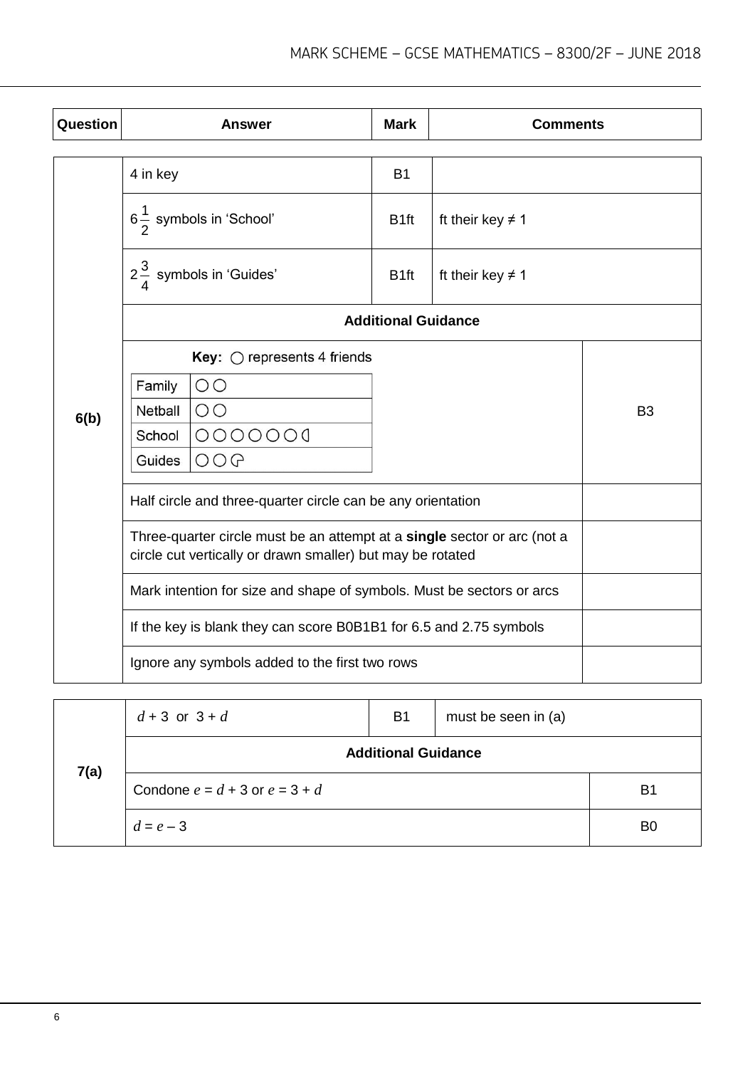| Question | Answer | Mark | Comments |
|---|---|---|---|
| 6(b) | 4 in key | B1 | |
| | $6\frac{1}{2}$ symbols in 'School' | B1ft | ft their key ≠ 1 |
| | $2\frac{3}{4}$ symbols in 'Guides' | B1ft | ft their key ≠ 1 |
| | **Additional Guidance** | | |
| | **Key:** ○ represents 4 friends<br>Family: ○○<br>Netball: ○○<br>School: ○○○○○○◐<br>Guides: ○○◔ | | B3 |
| | Half circle and three-quarter circle can be any orientation | | |
| | Three-quarter circle must be an attempt at a **single** sector or arc (not a circle cut vertically or drawn smaller) but may be rotated | | |
| | Mark intention for size and shape of symbols. Must be sectors or arcs | | |
| | If the key is blank they can score B0B1B1 for 6.5 and 2.75 symbols | | |
| | Ignore any symbols added to the first two rows | | |

| Question | Answer | Mark | Comments |
|---|---|---|---|
| 7(a) | $d + 3$ or $3 + d$ | B1 | must be seen in (a) |
| | **Additional Guidance** | | |
| | Condone $e = d + 3$ or $e = 3 + d$ | | B1 |
| | $d = e - 3$ | | B0 |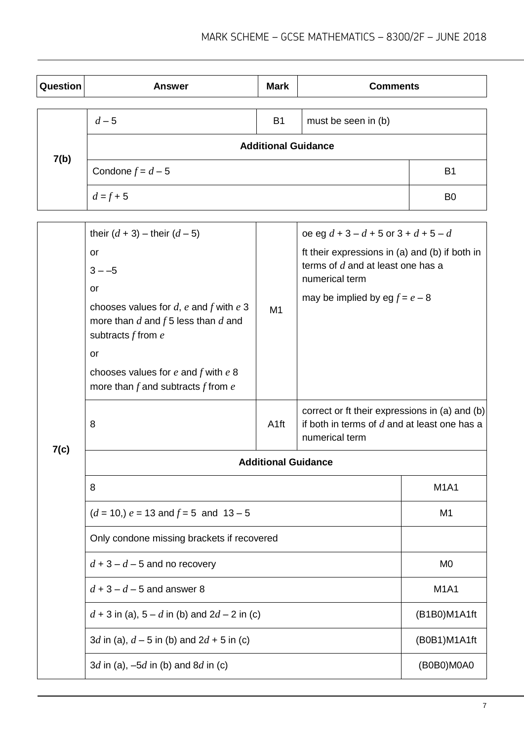| Question | Answer | Mark | Comments |
|---|---|---|---|

| Question | Answer | Mark | Comments |
|---|---|---|---|
| 7(b) | $d - 5$ | B1 | must be seen in (b) |
| | **Additional Guidance** | | |
| | Condone $f = d - 5$ | | B1 |
| | $d = f + 5$ | | B0 |

| Question | Answer | Mark | Comments |
|---|---|---|---|
| 7(c) | their $(d + 3)$ – their $(d - 5)$<br>or<br>$3 - -5$<br>or<br>chooses values for $d$, $e$ and $f$ with $e$ 3 more than $d$ and $f$ 5 less than $d$ and subtracts $f$ from $e$<br>or<br>chooses values for $e$ and $f$ with $e$ 8 more than $f$ and subtracts $f$ from $e$ | M1 | oe eg $d + 3 - d + 5$ or $3 + d + 5 - d$<br>ft their expressions in (a) and (b) if both in terms of $d$ and at least one has a numerical term<br>may be implied by eg $f = e - 8$ |
| | 8 | A1ft | correct or ft their expressions in (a) and (b) if both in terms of $d$ and at least one has a numerical term |
| | **Additional Guidance** | | |
| | 8 | | M1A1 |
| | ($d = 10$,) $e = 13$ and $f = 5$ and $13 - 5$ | | M1 |
| | Only condone missing brackets if recovered | | |
| | $d + 3 - d - 5$ and no recovery | | M0 |
| | $d + 3 - d - 5$ and answer 8 | | M1A1 |
| | $d + 3$ in (a), $5 - d$ in (b) and $2d - 2$ in (c) | | (B1B0)M1A1ft |
| | $3d$ in (a), $d - 5$ in (b) and $2d + 5$ in (c) | | (B0B1)M1A1ft |
| | $3d$ in (a), $-5d$ in (b) and $8d$ in (c) | | (B0B0)M0A0 |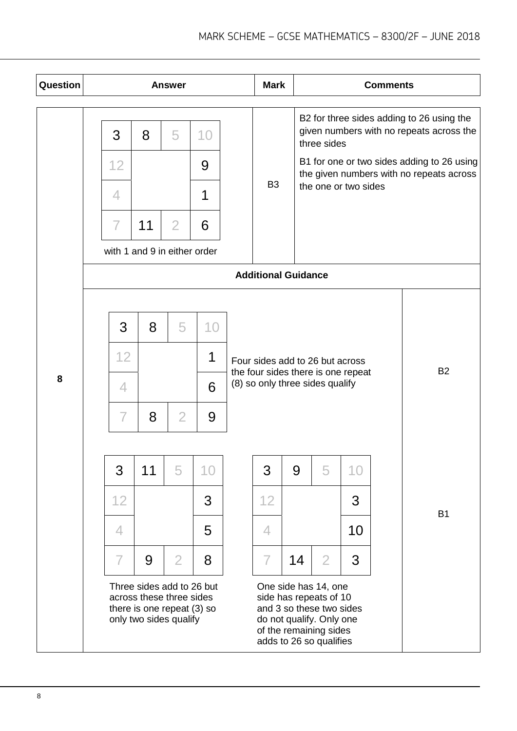| Question | Answer | Mark | Comments |
|---|---|---|---|
| 8 | (grid below) with 1 and 9 in either order | B3 | B2 for three sides adding to 26 using the given numbers with no repeats across the three sides<br><br>B1 for one or two sides adding to 26 using the given numbers with no repeats across the one or two sides |

| 3 | 8 | 5 | 10 |
|---|---|---|---|
| 12 | | | 9 |
| 4 | | | 1 |
| 7 | 11 | 2 | 6 |

with 1 and 9 in either order

**Additional Guidance**

| 3 | 8 | 5 | 10 |
|---|---|---|---|
| 12 | | | 1 |
| 4 | | | 6 |
| 7 | 8 | 2 | 9 |

Four sides add to 26 but across the four sides there is one repeat (8) so only three sides qualify — **B2**

| 3 | 11 | 5 | 10 |
|---|---|---|---|
| 12 | | | 3 |
| 4 | | | 5 |
| 7 | 9 | 2 | 8 |

Three sides add to 26 but across these three sides there is one repeat (3) so only two sides qualify — **B1**

| 3 | 9 | 5 | 10 |
|---|---|---|---|
| 12 | | | 3 |
| 4 | | | 10 |
| 7 | 14 | 2 | 3 |

One side has 14, one side has repeats of 10 and 3 so these two sides do not qualify. Only one of the remaining sides adds to 26 so qualifies — **B1**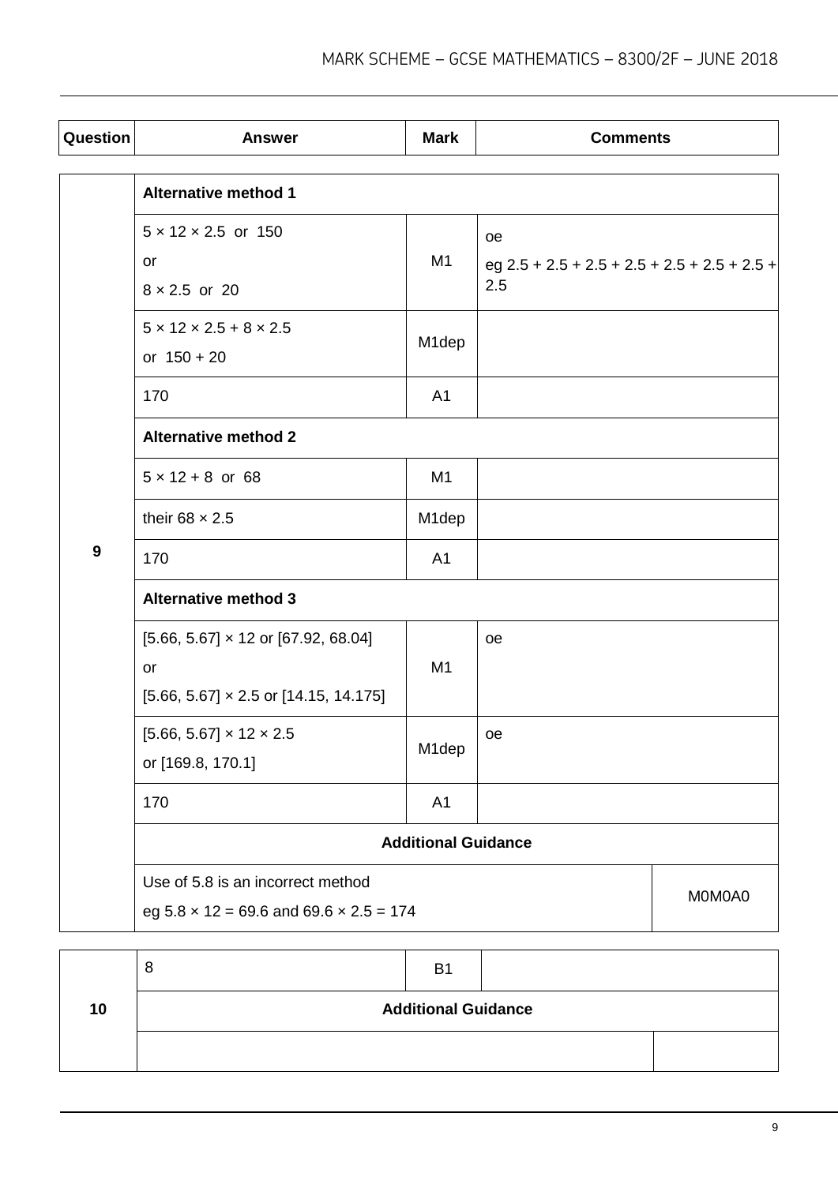| Question | Answer | Mark | Comments |
|---|---|---|---|
| 9 | **Alternative method 1** | | |
| | 5 × 12 × 2.5 or 150<br>or<br>8 × 2.5 or 20 | M1 | oe<br>eg 2.5 + 2.5 + 2.5 + 2.5 + 2.5 + 2.5 + 2.5 + 2.5 |
| | 5 × 12 × 2.5 + 8 × 2.5<br>or 150 + 20 | M1dep | |
| | 170 | A1 | |
| | **Alternative method 2** | | |
| | 5 × 12 + 8 or 68 | M1 | |
| | their 68 × 2.5 | M1dep | |
| | 170 | A1 | |
| | **Alternative method 3** | | |
| | [5.66, 5.67] × 12 or [67.92, 68.04]<br>or<br>[5.66, 5.67] × 2.5 or [14.15, 14.175] | M1 | oe |
| | [5.66, 5.67] × 12 × 2.5<br>or [169.8, 170.1] | M1dep | oe |
| | 170 | A1 | |
| | **Additional Guidance** | | |
| | Use of 5.8 is an incorrect method<br>eg 5.8 × 12 = 69.6 and 69.6 × 2.5 = 174 | | M0M0A0 |

| Question | Answer | Mark | Comments |
|---|---|---|---|
| 10 | 8 | B1 | |
| | **Additional Guidance** | | |
| | | | |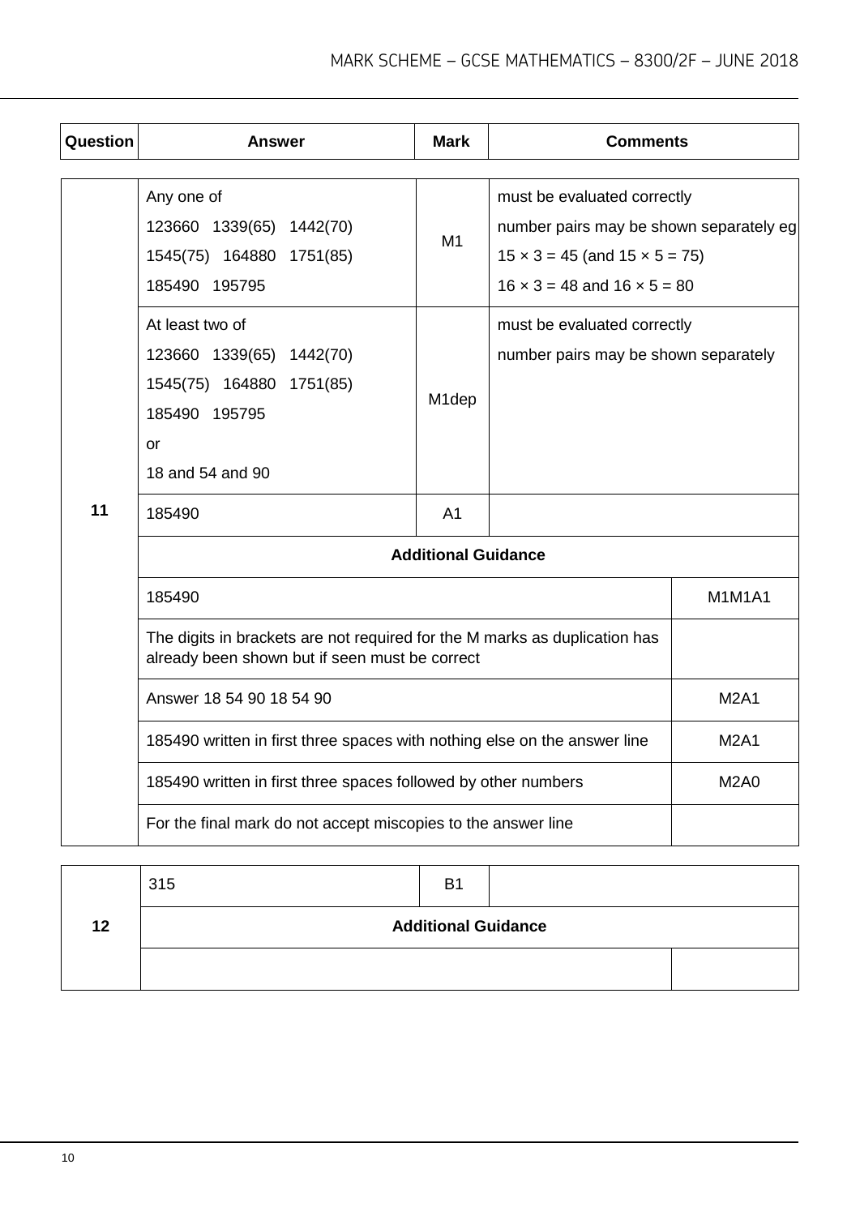| Question | Answer | Mark | Comments |
|---|---|---|---|
| 11 | Any one of<br>123660 1339(65) 1442(70)<br>1545(75) 164880 1751(85)<br>185490 195795 | M1 | must be evaluated correctly<br>number pairs may be shown separately eg<br>$15 \times 3 = 45$ (and $15 \times 5 = 75$)<br>$16 \times 3 = 48$ and $16 \times 5 = 80$ |
| | At least two of<br>123660 1339(65) 1442(70)<br>1545(75) 164880 1751(85)<br>185490 195795<br>or<br>18 and 54 and 90 | M1dep | must be evaluated correctly<br>number pairs may be shown separately |
| | 185490 | A1 | |
| | **Additional Guidance** | | |
| | 185490 | | M1M1A1 |
| | The digits in brackets are not required for the M marks as duplication has already been shown but if seen must be correct | | |
| | Answer 18 54 90 18 54 90 | | M2A1 |
| | 185490 written in first three spaces with nothing else on the answer line | | M2A1 |
| | 185490 written in first three spaces followed by other numbers | | M2A0 |
| | For the final mark do not accept miscopies to the answer line | | |

| Question | Answer | Mark | Comments |
|---|---|---|---|
| 12 | 315 | B1 | |
| | **Additional Guidance** | | |
| | | | |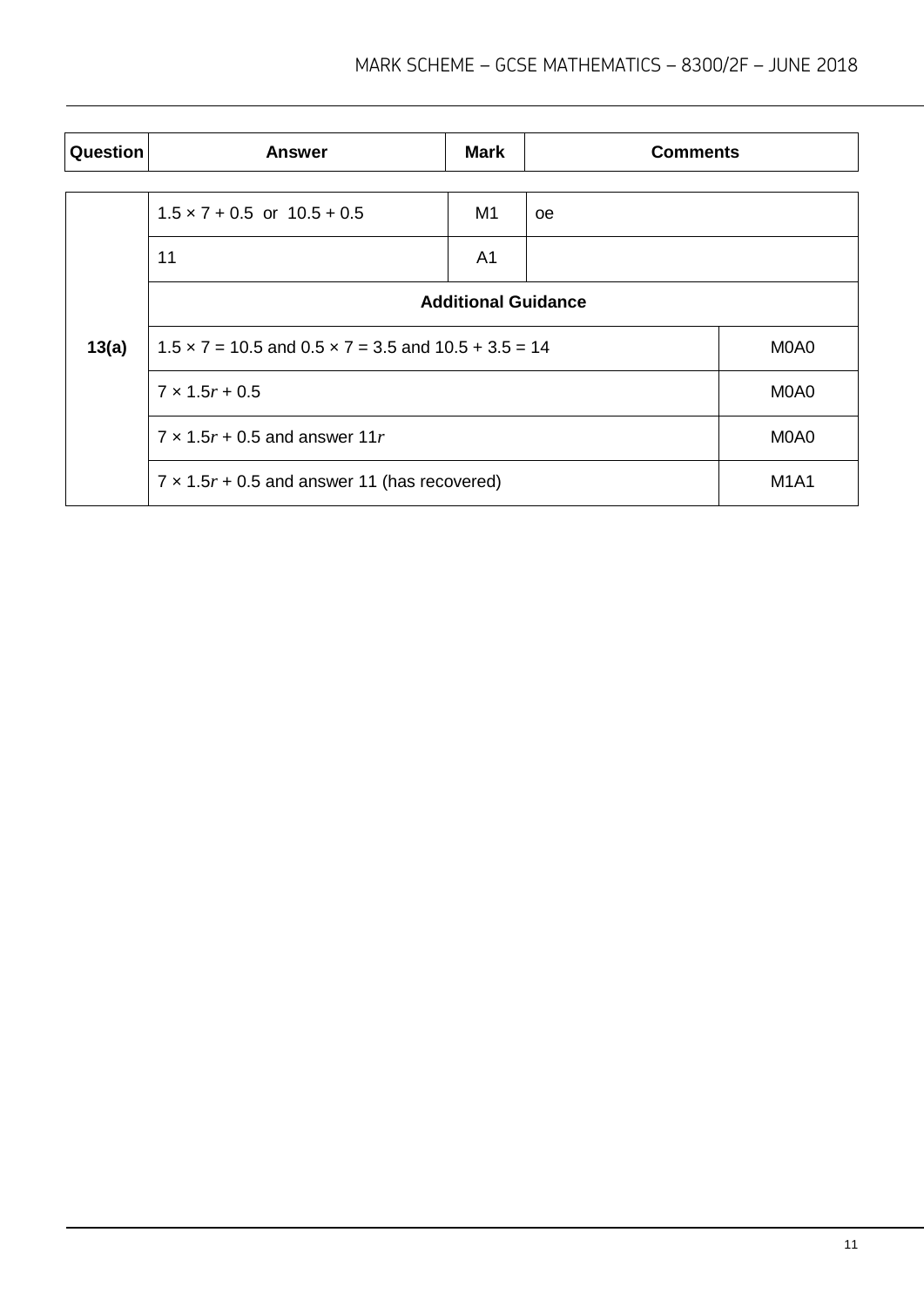| Question | Answer | Mark | Comments |
|---|---|---|---|
| 13(a) | $1.5 \times 7 + 0.5$ or $10.5 + 0.5$ | M1 | oe |
| | 11 | A1 | |
| | **Additional Guidance** | | |
| | $1.5 \times 7 = 10.5$ and $0.5 \times 7 = 3.5$ and $10.5 + 3.5 = 14$ | | M0A0 |
| | $7 \times 1.5r + 0.5$ | | M0A0 |
| | $7 \times 1.5r + 0.5$ and answer $11r$ | | M0A0 |
| | $7 \times 1.5r + 0.5$ and answer 11 (has recovered) | | M1A1 |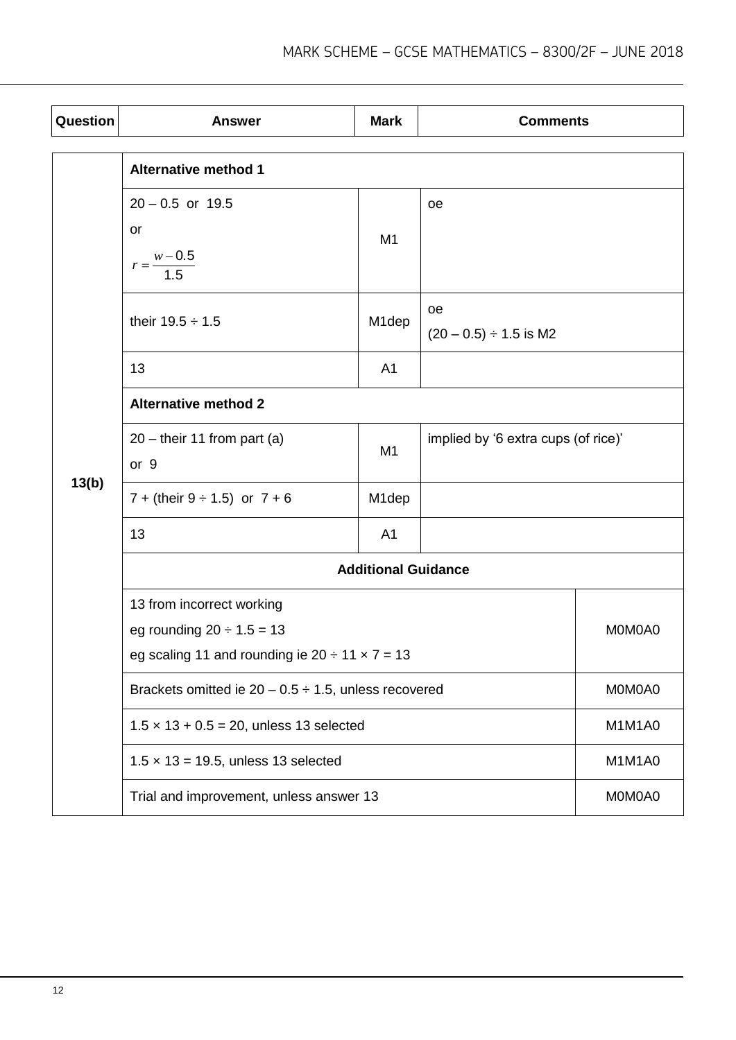| Question | Answer | Mark | Comments |
|---|---|---|---|
| 13(b) | **Alternative method 1** | | |
| | $20 - 0.5$ or $19.5$<br>or<br>$r = \frac{w - 0.5}{1.5}$ | M1 | oe |
| | their $19.5 \div 1.5$ | M1dep | oe<br>$(20 - 0.5) \div 1.5$ is M2 |
| | 13 | A1 | |
| | **Alternative method 2** | | |
| | $20 -$ their 11 from part (a)<br>or 9 | M1 | implied by '6 extra cups (of rice)' |
| | $7 +$ (their $9 \div 1.5$) or $7 + 6$ | M1dep | |
| | 13 | A1 | |
| | **Additional Guidance** | | |
| | 13 from incorrect working<br>eg rounding $20 \div 1.5 = 13$<br>eg scaling 11 and rounding ie $20 \div 11 \times 7 = 13$ | | M0M0A0 |
| | Brackets omitted ie $20 - 0.5 \div 1.5$, unless recovered | | M0M0A0 |
| | $1.5 \times 13 + 0.5 = 20$, unless 13 selected | | M1M1A0 |
| | $1.5 \times 13 = 19.5$, unless 13 selected | | M1M1A0 |
| | Trial and improvement, unless answer 13 | | M0M0A0 |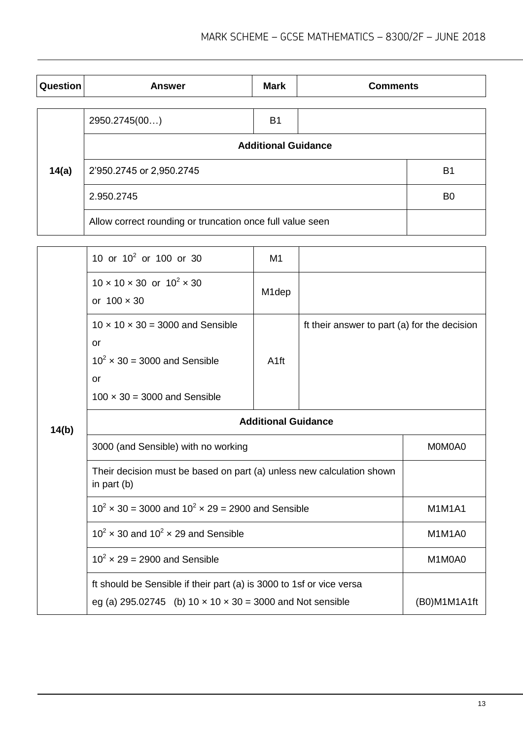| Question | Answer | Mark | Comments |
|---|---|---|---|
| 14(a) | 2950.2745(00…) | B1 | |
| | **Additional Guidance** | | |
| | 2’950.2745 or 2,950.2745 | | B1 |
| | 2.950.2745 | | B0 |
| | Allow correct rounding or truncation once full value seen | | |

| Question | Answer | Mark | Comments |
|---|---|---|---|
| 14(b) | 10 or $10^2$ or 100 or 30 | M1 | |
| | $10 \times 10 \times 30$ or $10^2 \times 30$ or $100 \times 30$ | M1dep | |
| | $10 \times 10 \times 30 = 3000$ and Sensible or $10^2 \times 30 = 3000$ and Sensible or $100 \times 30 = 3000$ and Sensible | A1ft | ft their answer to part (a) for the decision |
| | **Additional Guidance** | | |
| | 3000 (and Sensible) with no working | | M0M0A0 |
| | Their decision must be based on part (a) unless new calculation shown in part (b) | | |
| | $10^2 \times 30 = 3000$ and $10^2 \times 29 = 2900$ and Sensible | | M1M1A1 |
| | $10^2 \times 30$ and $10^2 \times 29$ and Sensible | | M1M1A0 |
| | $10^2 \times 29 = 2900$ and Sensible | | M1M0A0 |
| | ft should be Sensible if their part (a) is 3000 to 1sf or vice versa<br>eg (a) 295.02745 (b) $10 \times 10 \times 30 = 3000$ and Not sensible | | (B0)M1M1A1ft |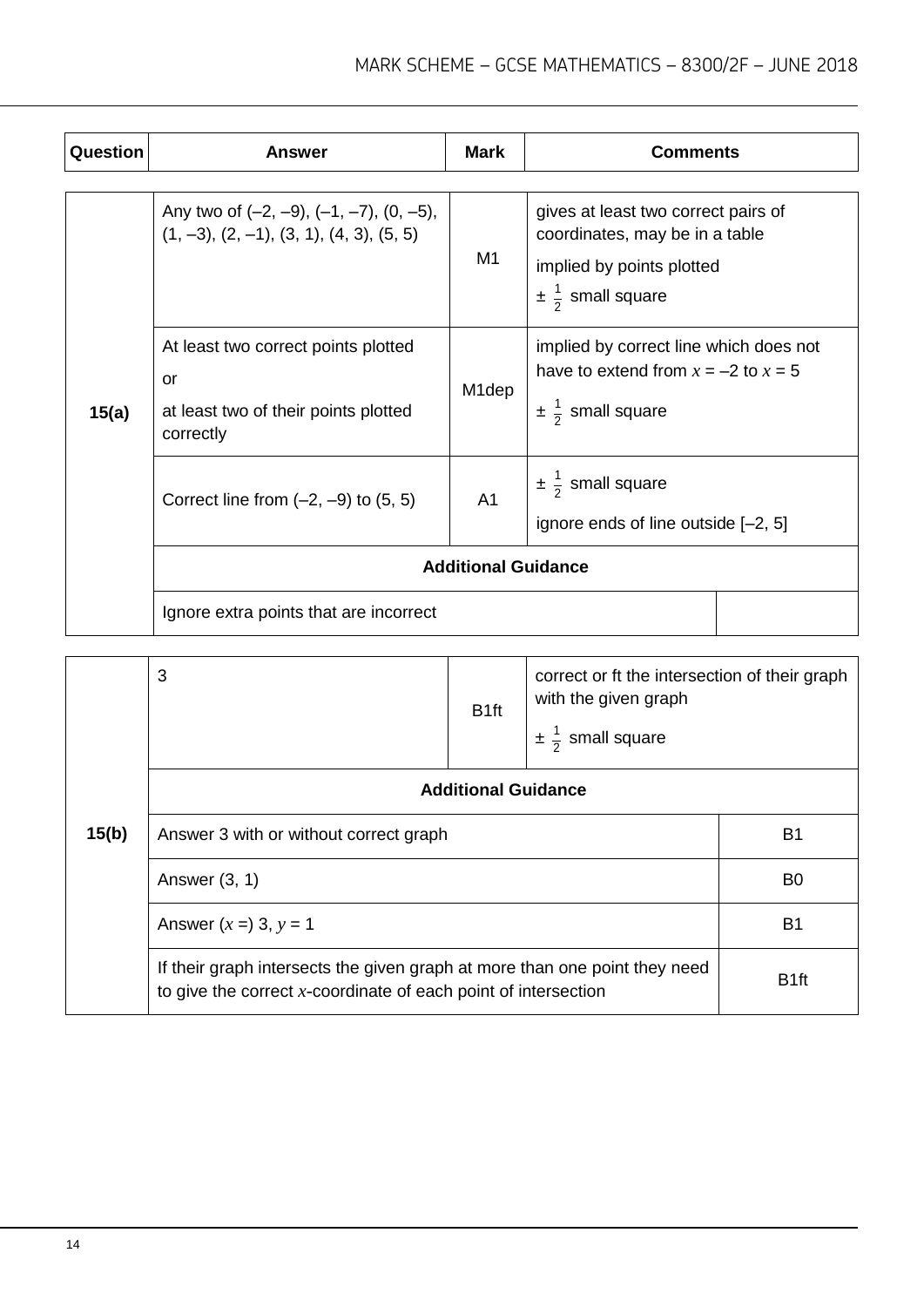| Question | Answer | Mark | Comments |
|---|---|---|---|
| 15(a) | Any two of (–2, –9), (–1, –7), (0, –5), (1, –3), (2, –1), (3, 1), (4, 3), (5, 5) | M1 | gives at least two correct pairs of coordinates, may be in a table<br>implied by points plotted<br>$\pm \frac{1}{2}$ small square |
| | At least two correct points plotted<br>or<br>at least two of their points plotted correctly | M1dep | implied by correct line which does not have to extend from $x = -2$ to $x = 5$<br>$\pm \frac{1}{2}$ small square |
| | Correct line from (–2, –9) to (5, 5) | A1 | $\pm \frac{1}{2}$ small square<br>ignore ends of line outside [–2, 5] |
| | **Additional Guidance** | | |
| | Ignore extra points that are incorrect | | |

| Question | Answer | Mark | Comments |
|---|---|---|---|
| 15(b) | 3 | B1ft | correct or ft the intersection of their graph with the given graph<br>$\pm \frac{1}{2}$ small square |
| | **Additional Guidance** | | |
| | Answer 3 with or without correct graph | | B1 |
| | Answer (3, 1) | | B0 |
| | Answer ($x$ =) 3, $y$ = 1 | | B1 |
| | If their graph intersects the given graph at more than one point they need to give the correct $x$-coordinate of each point of intersection | | B1ft |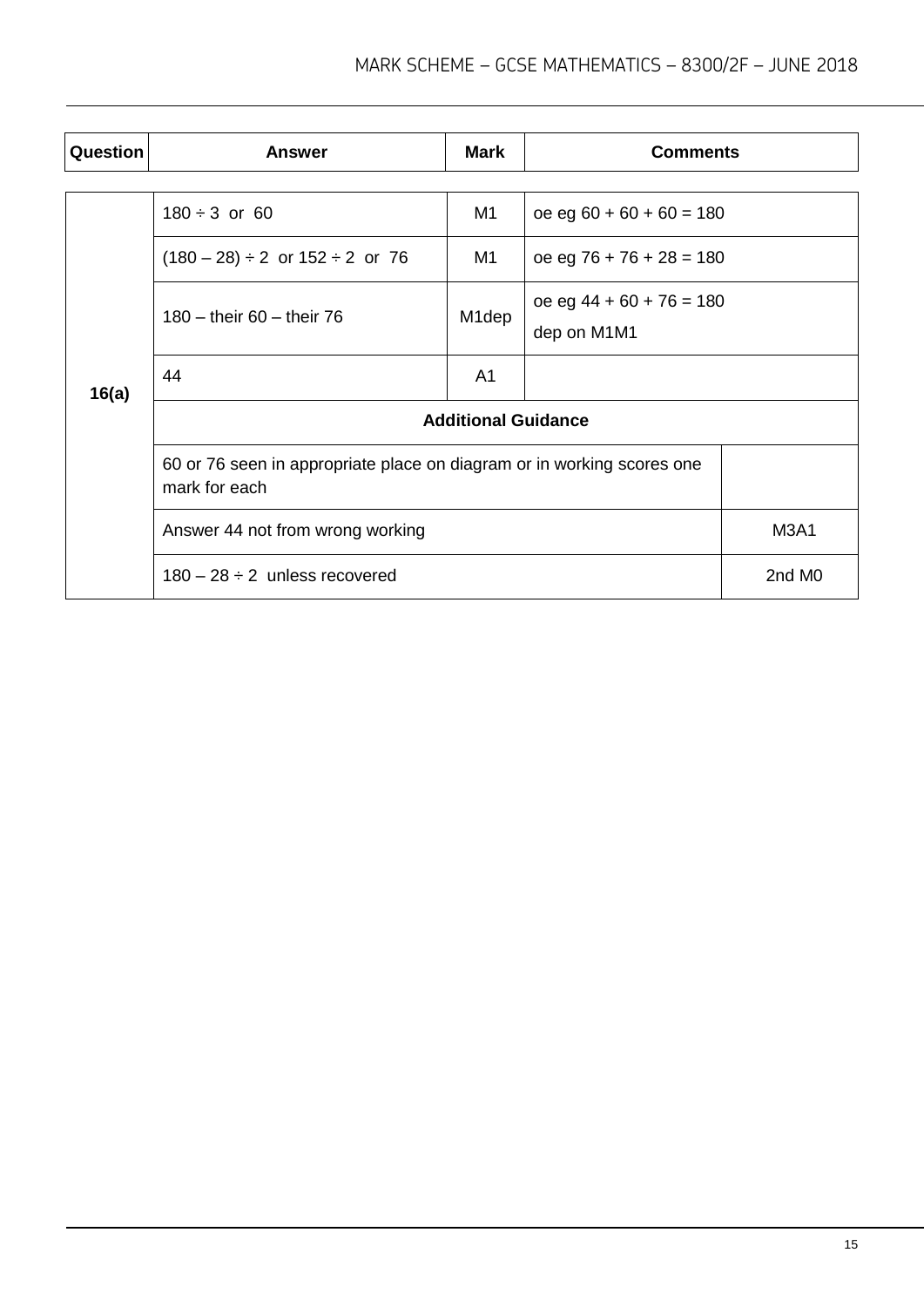| Question | Answer | Mark | Comments |
|---|---|---|---|
| 16(a) | $180 \div 3$ or 60 | M1 | oe eg $60 + 60 + 60 = 180$ |
| | $(180 – 28) \div 2$ or $152 \div 2$ or 76 | M1 | oe eg $76 + 76 + 28 = 180$ |
| | 180 – their 60 – their 76 | M1dep | oe eg $44 + 60 + 76 = 180$<br>dep on M1M1 |
| | 44 | A1 | |
| | **Additional Guidance** | | |
| | 60 or 76 seen in appropriate place on diagram or in working scores one mark for each | | |
| | Answer 44 not from wrong working | | M3A1 |
| | $180 – 28 \div 2$ unless recovered | | 2nd M0 |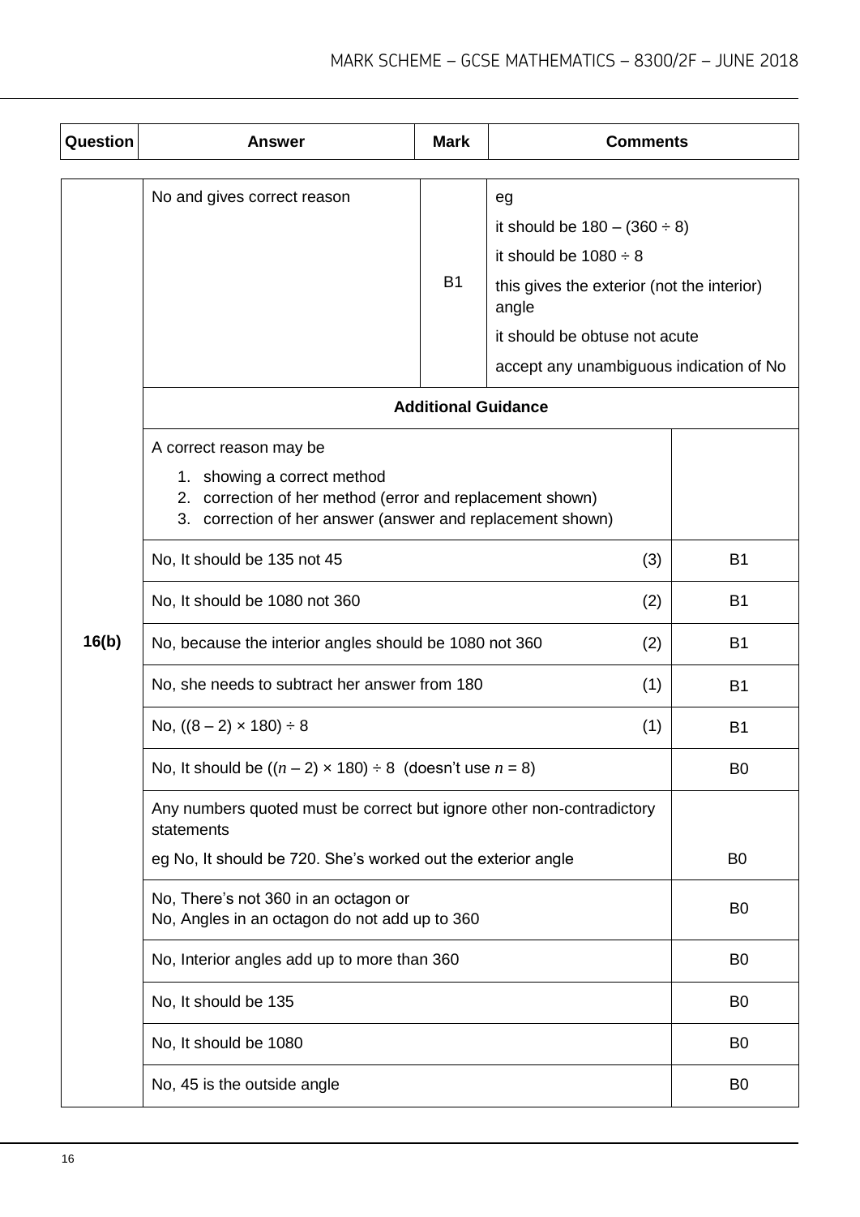| Question | Answer | Mark | Comments |
|---|---|---|---|
| 16(b) | No and gives correct reason | B1 | eg<br>it should be $180 - (360 \div 8)$<br>it should be $1080 \div 8$<br>this gives the exterior (not the interior) angle<br>it should be obtuse not acute<br>accept any unambiguous indication of No |

**Additional Guidance**

| | |
|---|---|
| A correct reason may be<br>1. showing a correct method<br>2. correction of her method (error and replacement shown)<br>3. correction of her answer (answer and replacement shown) | |
| No, It should be 135 not 45 (3) | B1 |
| No, It should be 1080 not 360 (2) | B1 |
| No, because the interior angles should be 1080 not 360 (2) | B1 |
| No, she needs to subtract her answer from 180 (1) | B1 |
| No, $((8 - 2) \times 180) \div 8$ (1) | B1 |
| No, It should be $((n - 2) \times 180) \div 8$ (doesn't use $n = 8$) | B0 |
| Any numbers quoted must be correct but ignore other non-contradictory statements<br>eg No, It should be 720. She's worked out the exterior angle | B0 |
| No, There's not 360 in an octagon or<br>No, Angles in an octagon do not add up to 360 | B0 |
| No, Interior angles add up to more than 360 | B0 |
| No, It should be 135 | B0 |
| No, It should be 1080 | B0 |
| No, 45 is the outside angle | B0 |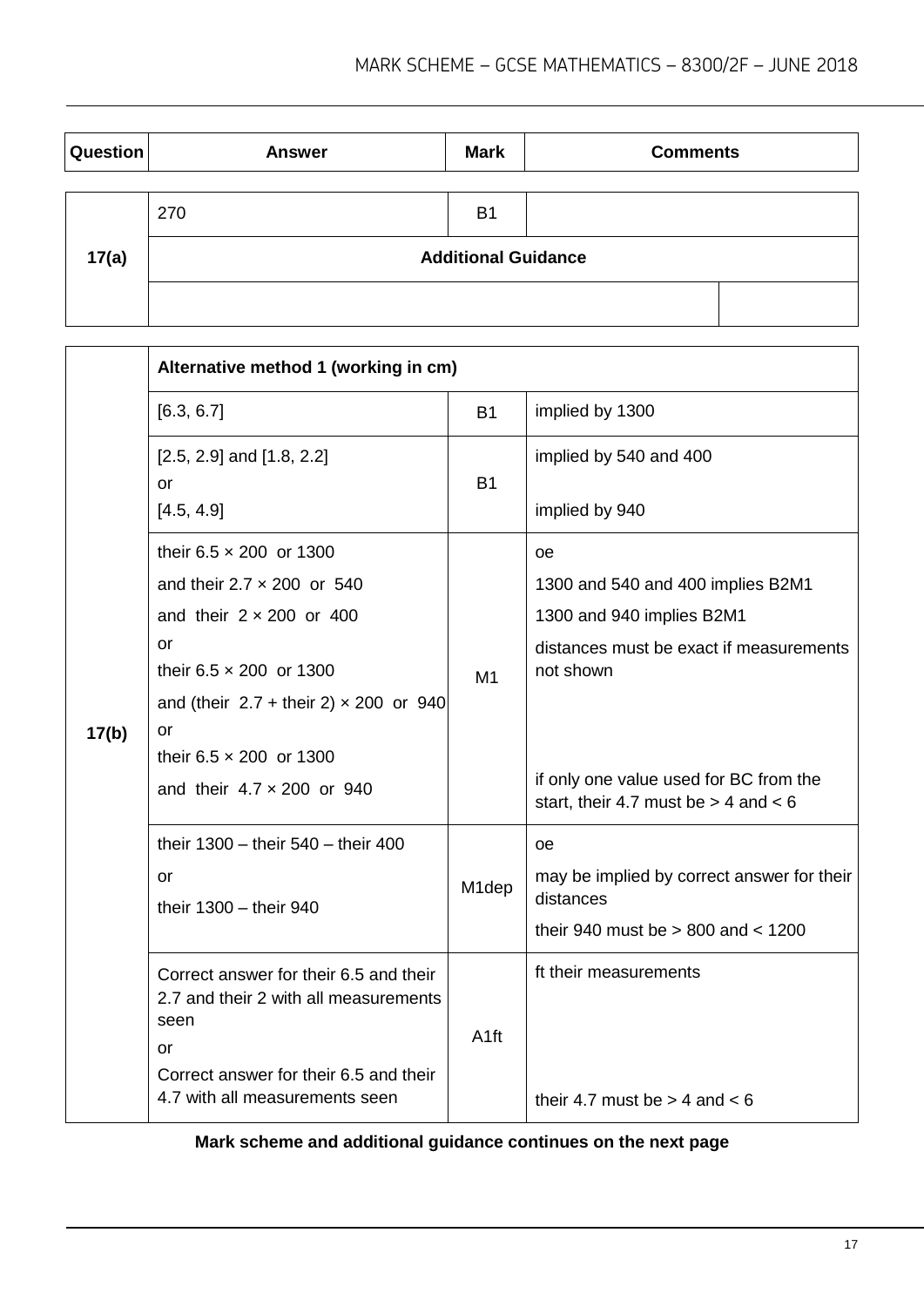| Question | Answer | Mark | Comments |
|---|---|---|---|
| 17(a) | 270 | B1 | |
| | **Additional Guidance** | | |
| | | | |

| Question | Answer | Mark | Comments |
|---|---|---|---|
| 17(b) | **Alternative method 1 (working in cm)** | | |
| | [6.3, 6.7] | B1 | implied by 1300 |
| | [2.5, 2.9] and [1.8, 2.2]<br>or<br>[4.5, 4.9] | B1 | implied by 540 and 400<br><br>implied by 940 |
| | their 6.5 × 200 or 1300<br>and their 2.7 × 200 or 540<br>and their 2 × 200 or 400<br>or<br>their 6.5 × 200 or 1300<br>and (their 2.7 + their 2) × 200 or 940<br>or<br>their 6.5 × 200 or 1300<br>and their 4.7 × 200 or 940 | M1 | oe<br>1300 and 540 and 400 implies B2M1<br>1300 and 940 implies B2M1<br>distances must be exact if measurements not shown<br><br>if only one value used for BC from the start, their 4.7 must be > 4 and < 6 |
| | their 1300 – their 540 – their 400<br>or<br>their 1300 – their 940 | M1dep | oe<br>may be implied by correct answer for their distances<br>their 940 must be > 800 and < 1200 |
| | Correct answer for their 6.5 and their 2.7 and their 2 with all measurements seen<br>or<br>Correct answer for their 6.5 and their 4.7 with all measurements seen | A1ft | ft their measurements<br><br>their 4.7 must be > 4 and < 6 |

**Mark scheme and additional guidance continues on the next page**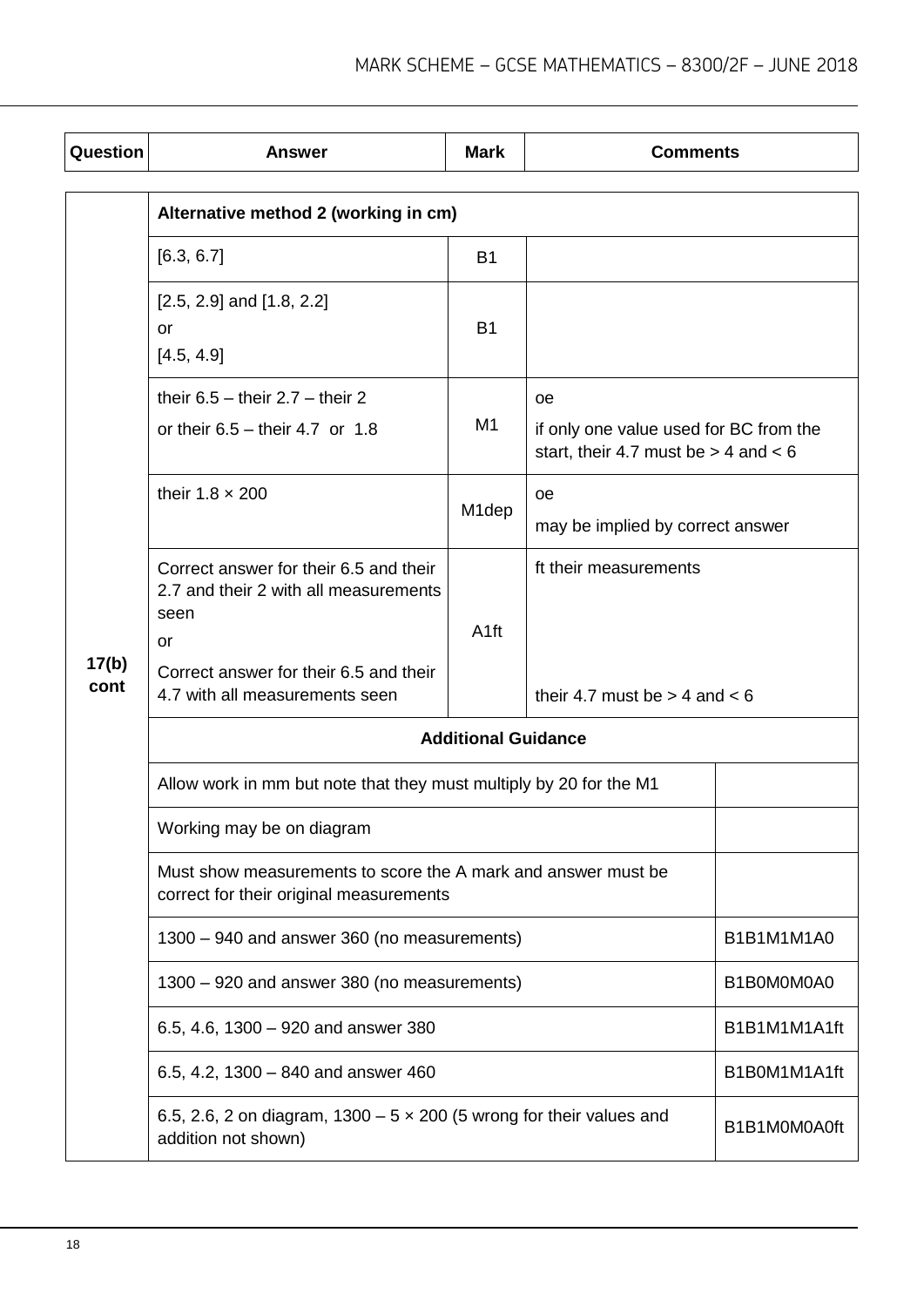| Question | Answer | Mark | Comments | |
|---|---|---|---|---|
| 17(b) cont | **Alternative method 2 (working in cm)** | | | |
| | [6.3, 6.7] | B1 | | |
| | [2.5, 2.9] and [1.8, 2.2]<br>or<br>[4.5, 4.9] | B1 | | |
| | their 6.5 – their 2.7 – their 2<br>or their 6.5 – their 4.7 or 1.8 | M1 | oe<br>if only one value used for BC from the start, their 4.7 must be > 4 and < 6 | |
| | their 1.8 × 200 | M1dep | oe<br>may be implied by correct answer | |
| | Correct answer for their 6.5 and their 2.7 and their 2 with all measurements seen<br>or<br>Correct answer for their 6.5 and their 4.7 with all measurements seen | A1ft | ft their measurements<br><br>their 4.7 must be > 4 and < 6 | |
| | **Additional Guidance** | | | |
| | Allow work in mm but note that they must multiply by 20 for the M1 | | | |
| | Working may be on diagram | | | |
| | Must show measurements to score the A mark and answer must be correct for their original measurements | | | |
| | 1300 – 940 and answer 360 (no measurements) | | | B1B1M1M1A0 |
| | 1300 – 920 and answer 380 (no measurements) | | | B1B0M0M0A0 |
| | 6.5, 4.6, 1300 – 920 and answer 380 | | | B1B1M1M1A1ft |
| | 6.5, 4.2, 1300 – 840 and answer 460 | | | B1B0M1M1A1ft |
| | 6.5, 2.6, 2 on diagram, 1300 – 5 × 200 (5 wrong for their values and addition not shown) | | | B1B1M0M0A0ft |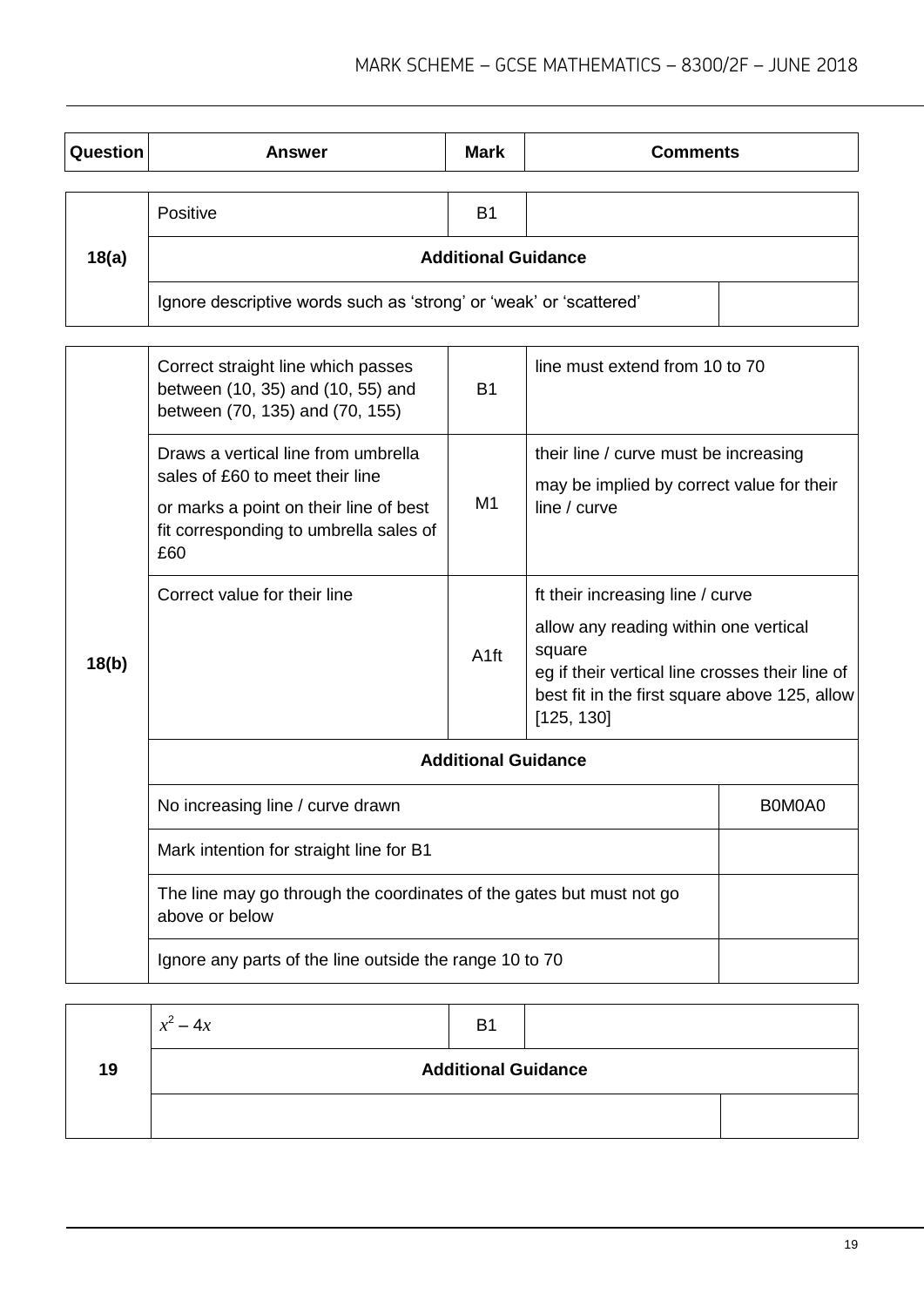| Question | Answer | Mark | Comments |
|---|---|---|---|
| 18(a) | Positive | B1 | |
| | **Additional Guidance** | | |
| | Ignore descriptive words such as 'strong' or 'weak' or 'scattered' | | |

| Question | Answer | Mark | Comments |
|---|---|---|---|
| 18(b) | Correct straight line which passes between (10, 35) and (10, 55) and between (70, 135) and (70, 155) | B1 | line must extend from 10 to 70 |
| | Draws a vertical line from umbrella sales of £60 to meet their line<br>or marks a point on their line of best fit corresponding to umbrella sales of £60 | M1 | their line / curve must be increasing<br>may be implied by correct value for their line / curve |
| | Correct value for their line | A1ft | ft their increasing line / curve<br>allow any reading within one vertical square<br>eg if their vertical line crosses their line of best fit in the first square above 125, allow [125, 130] |
| | **Additional Guidance** | | |
| | No increasing line / curve drawn | | B0M0A0 |
| | Mark intention for straight line for B1 | | |
| | The line may go through the coordinates of the gates but must not go above or below | | |
| | Ignore any parts of the line outside the range 10 to 70 | | |

| Question | Answer | Mark | Comments |
|---|---|---|---|
| 19 | $x^2 - 4x$ | B1 | |
| | **Additional Guidance** | | |
| | | | |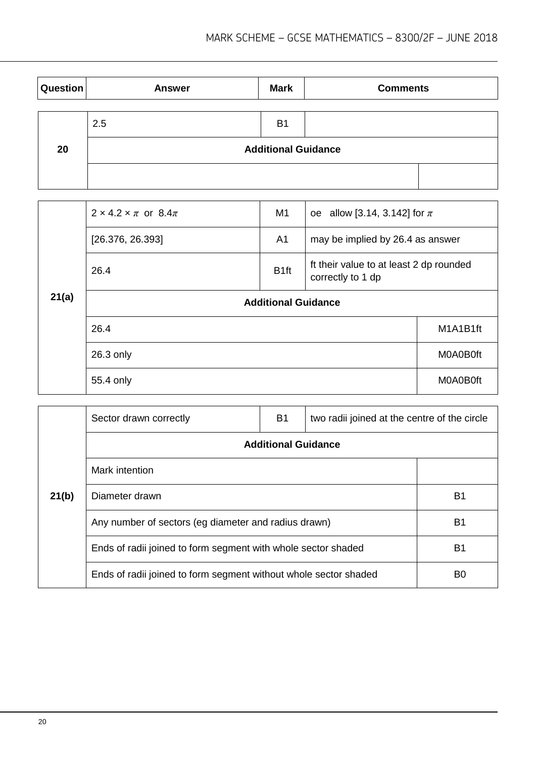| Question | Answer | Mark | Comments |
|---|---|---|---|
| 20 | 2.5 | B1 | |
| | **Additional Guidance** | | |
| | | | |

| Question | Answer | Mark | Comments |
|---|---|---|---|
| 21(a) | $2 \times 4.2 \times \pi$ or $8.4\pi$ | M1 | oe allow [3.14, 3.142] for $\pi$ |
| | [26.376, 26.393] | A1 | may be implied by 26.4 as answer |
| | 26.4 | B1ft | ft their value to at least 2 dp rounded correctly to 1 dp |
| | **Additional Guidance** | | |
| | 26.4 | | M1A1B1ft |
| | 26.3 only | | M0A0B0ft |
| | 55.4 only | | M0A0B0ft |

| Question | Answer | Mark | Comments |
|---|---|---|---|
| 21(b) | Sector drawn correctly | B1 | two radii joined at the centre of the circle |
| | **Additional Guidance** | | |
| | Mark intention | | |
| | Diameter drawn | | B1 |
| | Any number of sectors (eg diameter and radius drawn) | | B1 |
| | Ends of radii joined to form segment with whole sector shaded | | B1 |
| | Ends of radii joined to form segment without whole sector shaded | | B0 |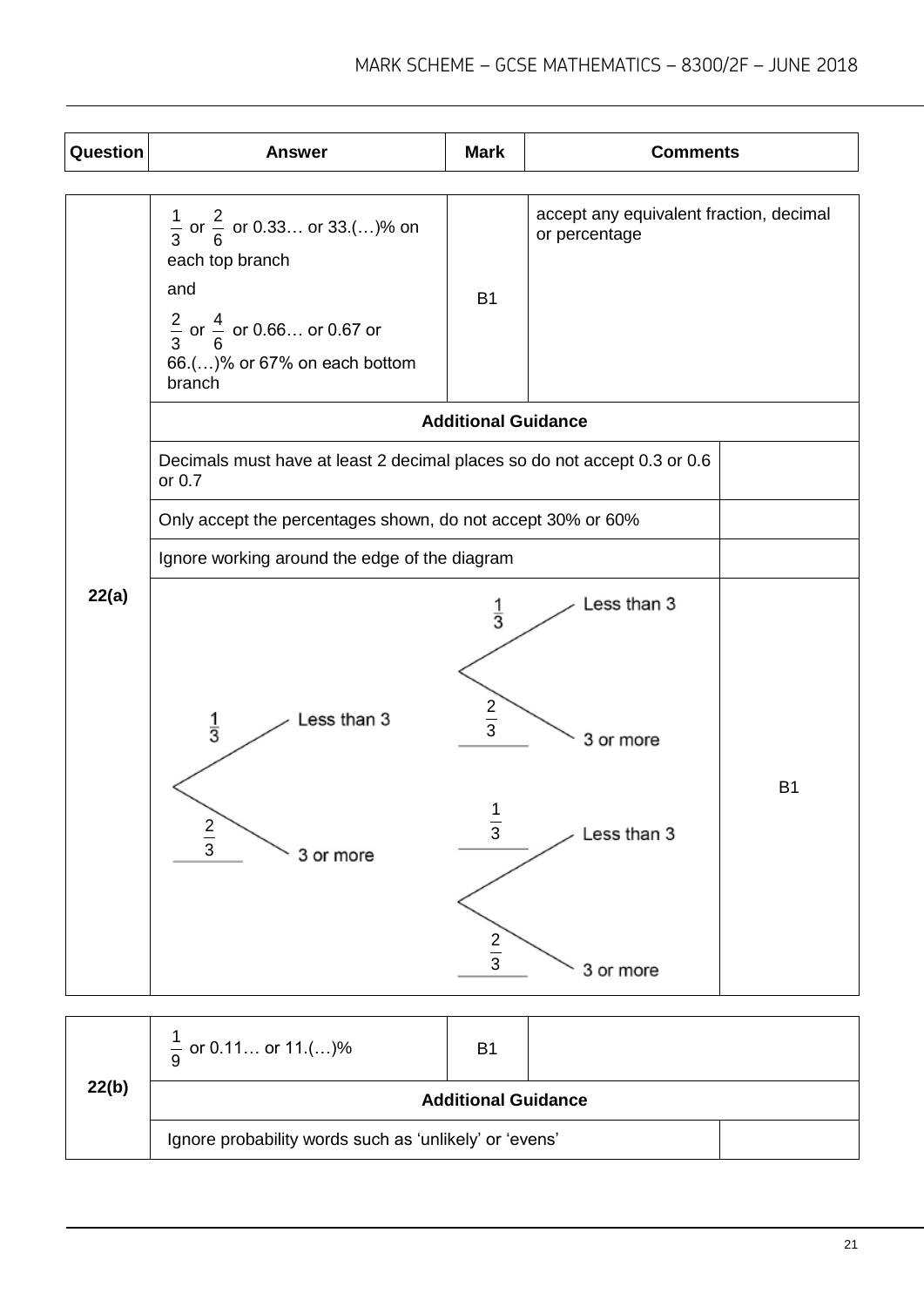| Question | Answer | Mark | Comments |
| --- | --- | --- | --- |
| 22(a) | $\frac{1}{3}$ or $\frac{2}{6}$ or 0.33… or 33.(…)% on each top branch and $\frac{2}{3}$ or $\frac{4}{6}$ or 0.66… or 0.67 or 66.(…)% or 67% on each bottom branch | B1 | accept any equivalent fraction, decimal or percentage |
| | **Additional Guidance** | | |
| | Decimals must have at least 2 decimal places so do not accept 0.3 or 0.6 or 0.7 | | |
| | Only accept the percentages shown, do not accept 30% or 60% | | |
| | Ignore working around the edge of the diagram | | |
| | First branch: $\frac{1}{3}$ Less than 3, $\frac{2}{3}$ 3 or more; Second branches: $\frac{1}{3}$ Less than 3, $\frac{2}{3}$ 3 or more; $\frac{1}{3}$ Less than 3, $\frac{2}{3}$ 3 or more | | B1 |

| Question | Answer | Mark | Comments |
| --- | --- | --- | --- |
| 22(b) | $\frac{1}{9}$ or 0.11… or 11.(…)% | B1 | |
| | **Additional Guidance** | | |
| | Ignore probability words such as 'unlikely' or 'evens' | | |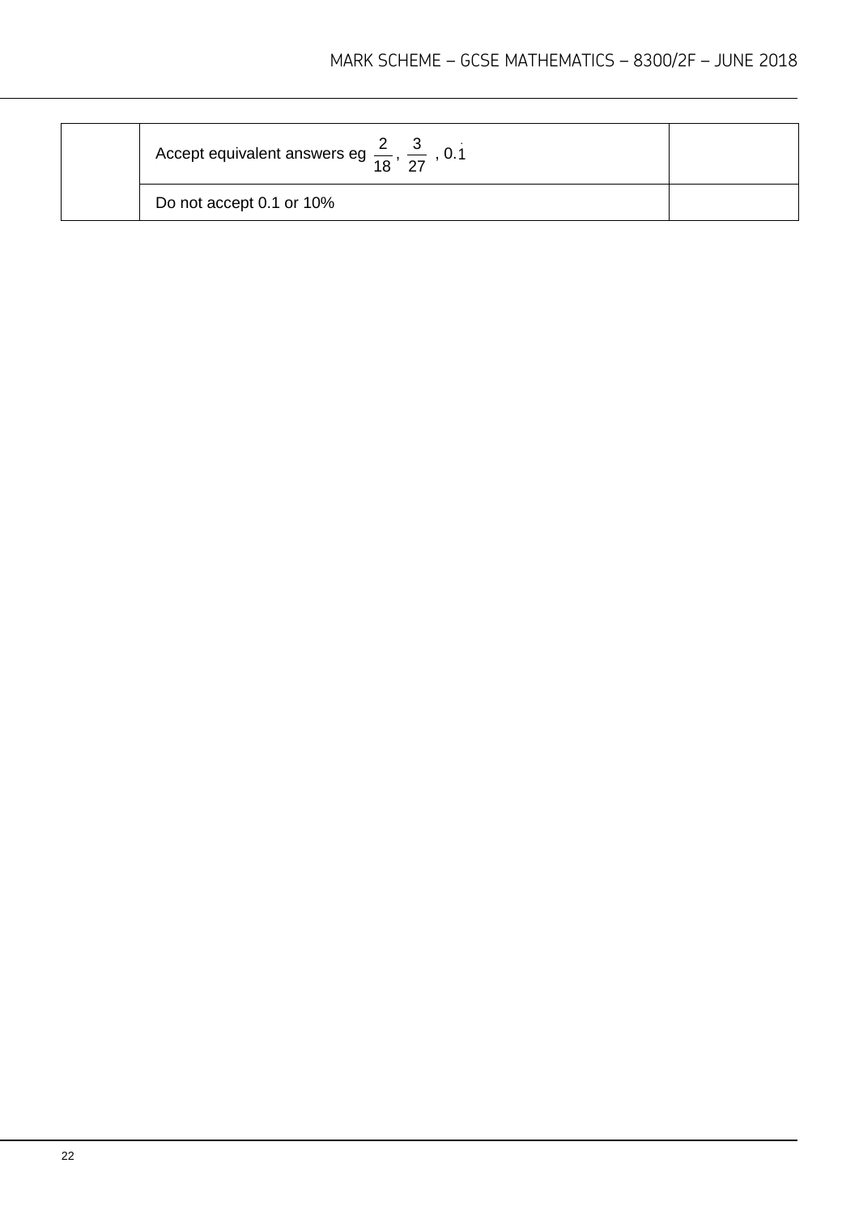| | | |
|---|---|---|
| | Accept equivalent answers eg $\frac{2}{18}$, $\frac{3}{27}$ , $0.\dot{1}$ | |
| | Do not accept 0.1 or 10% | |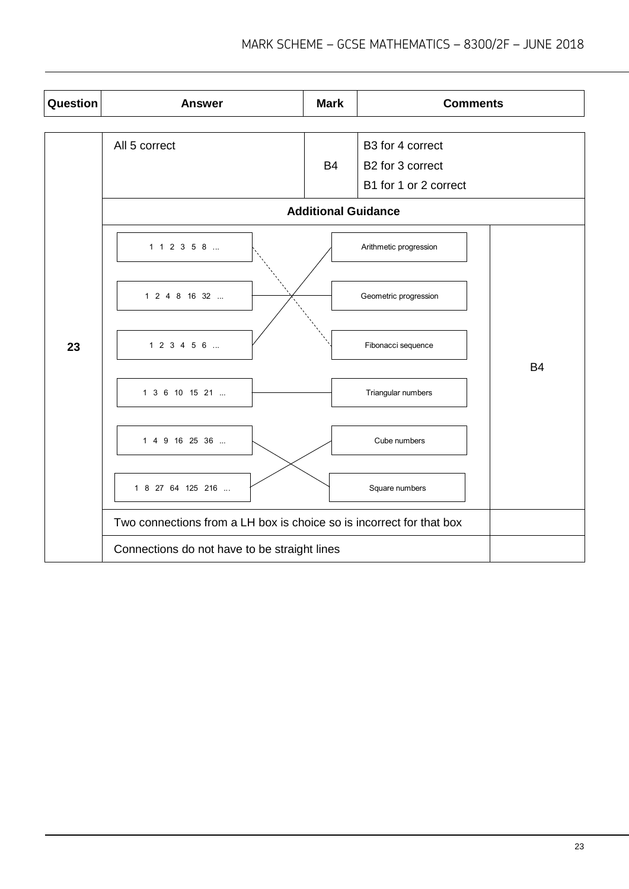| Question | Answer | Mark | Comments |
|---|---|---|---|
| 23 | All 5 correct | B4 | B3 for 4 correct<br>B2 for 3 correct<br>B1 for 1 or 2 correct |

**Additional Guidance**

| Sequence | Connected to | |
|---|---|---|
| 1 1 2 3 5 8 ... | Fibonacci sequence | |
| 1 2 4 8 16 32 ... | Geometric progression | |
| 1 2 3 4 5 6 ... | Arithmetic progression | B4 |
| 1 3 6 10 15 21 ... | Triangular numbers | |
| 1 4 9 16 25 36 ... | Square numbers | |
| 1 8 27 64 125 216 ... | Cube numbers | |

| | |
|---|---|
| Two connections from a LH box is choice so is incorrect for that box | |
| Connections do not have to be straight lines | |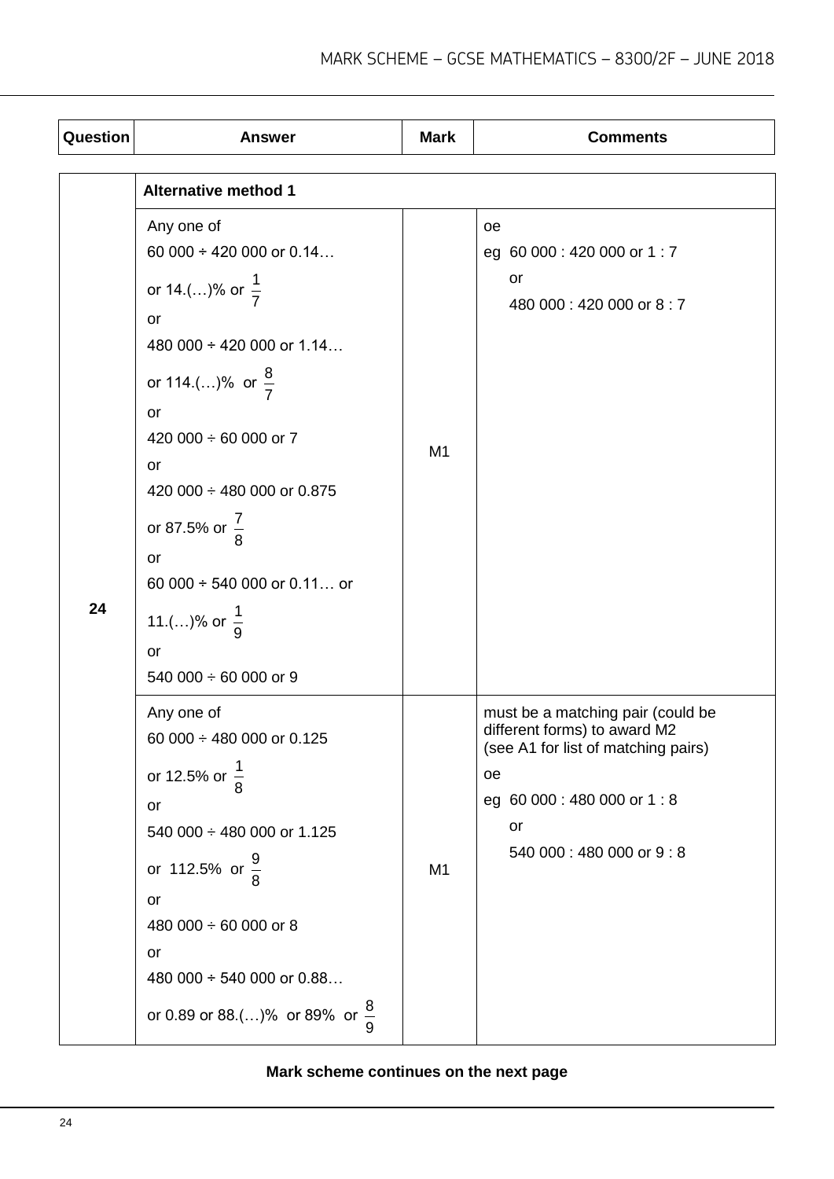| Question | Answer | Mark | Comments |
|---|---|---|---|
| | **Alternative method 1** | | |
| 24 | Any one of<br>60 000 ÷ 420 000 or 0.14…<br>or 14.(…)% or $\frac{1}{7}$<br>or<br>480 000 ÷ 420 000 or 1.14…<br>or 114.(…)% or $\frac{8}{7}$<br>or<br>420 000 ÷ 60 000 or 7<br>or<br>420 000 ÷ 480 000 or 0.875<br>or 87.5% or $\frac{7}{8}$<br>or<br>60 000 ÷ 540 000 or 0.11… or<br>11.(…)% or $\frac{1}{9}$<br>or<br>540 000 ÷ 60 000 or 9 | M1 | oe<br>eg 60 000 : 420 000 or 1 : 7<br>or<br>480 000 : 420 000 or 8 : 7 |
| | Any one of<br>60 000 ÷ 480 000 or 0.125<br>or 12.5% or $\frac{1}{8}$<br>or<br>540 000 ÷ 480 000 or 1.125<br>or 112.5% or $\frac{9}{8}$<br>or<br>480 000 ÷ 60 000 or 8<br>or<br>480 000 ÷ 540 000 or 0.88…<br>or 0.89 or 88.(…)% or 89% or $\frac{8}{9}$ | M1 | must be a matching pair (could be different forms) to award M2<br>(see A1 for list of matching pairs)<br>oe<br>eg 60 000 : 480 000 or 1 : 8<br>or<br>540 000 : 480 000 or 9 : 8 |

**Mark scheme continues on the next page**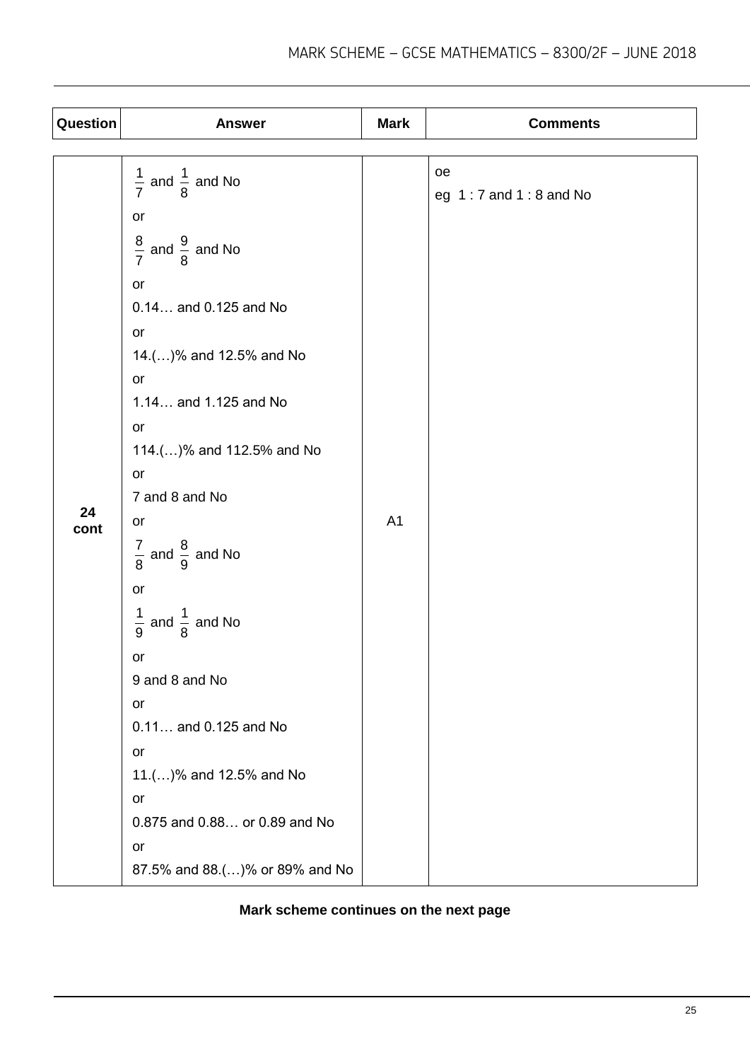| Question | Answer | Mark | Comments |
|---|---|---|---|
| 24 cont | $\frac{1}{7}$ and $\frac{1}{8}$ and No<br>or<br>$\frac{8}{7}$ and $\frac{9}{8}$ and No<br>or<br>0.14… and 0.125 and No<br>or<br>14.(…)% and 12.5% and No<br>or<br>1.14… and 1.125 and No<br>or<br>114.(…)% and 112.5% and No<br>or<br>7 and 8 and No<br>or<br>$\frac{7}{8}$ and $\frac{8}{9}$ and No<br>or<br>$\frac{1}{9}$ and $\frac{1}{8}$ and No<br>or<br>9 and 8 and No<br>or<br>0.11… and 0.125 and No<br>or<br>11.(…)% and 12.5% and No<br>or<br>0.875 and 0.88… or 0.89 and No<br>or<br>87.5% and 88.(…)% or 89% and No | A1 | oe<br>eg 1 : 7 and 1 : 8 and No |

**Mark scheme continues on the next page**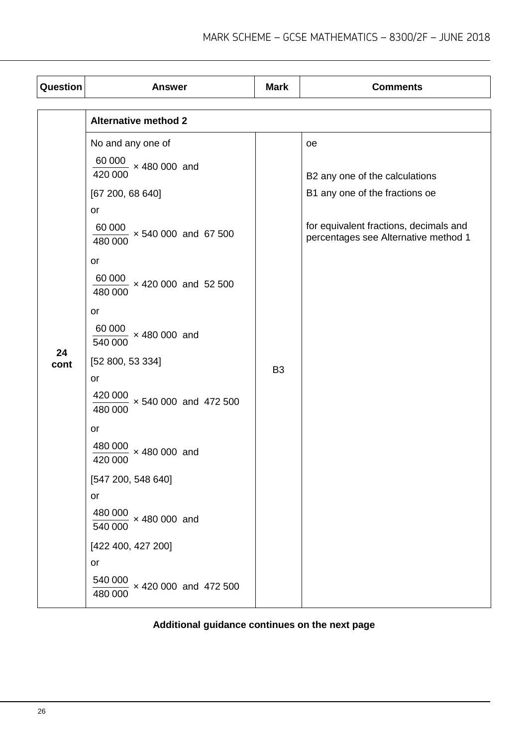| Question | Answer | Mark | Comments |
|---|---|---|---|
| | **Alternative method 2** | | |
| 24 cont | No and any one of<br><br>$\frac{60\,000}{420\,000} \times 480\,000$ and [67 200, 68 640]<br><br>or<br><br>$\frac{60\,000}{480\,000} \times 540\,000$ and 67 500<br><br>or<br><br>$\frac{60\,000}{480\,000} \times 420\,000$ and 52 500<br><br>or<br><br>$\frac{60\,000}{540\,000} \times 480\,000$ and [52 800, 53 334]<br><br>or<br><br>$\frac{420\,000}{480\,000} \times 540\,000$ and 472 500<br><br>or<br><br>$\frac{480\,000}{420\,000} \times 480\,000$ and [547 200, 548 640]<br><br>or<br><br>$\frac{480\,000}{540\,000} \times 480\,000$ and [422 400, 427 200]<br><br>or<br><br>$\frac{540\,000}{480\,000} \times 420\,000$ and 472 500 | B3 | oe<br><br>B2 any one of the calculations<br><br>B1 any one of the fractions oe<br><br>for equivalent fractions, decimals and percentages see Alternative method 1 |

**Additional guidance continues on the next page**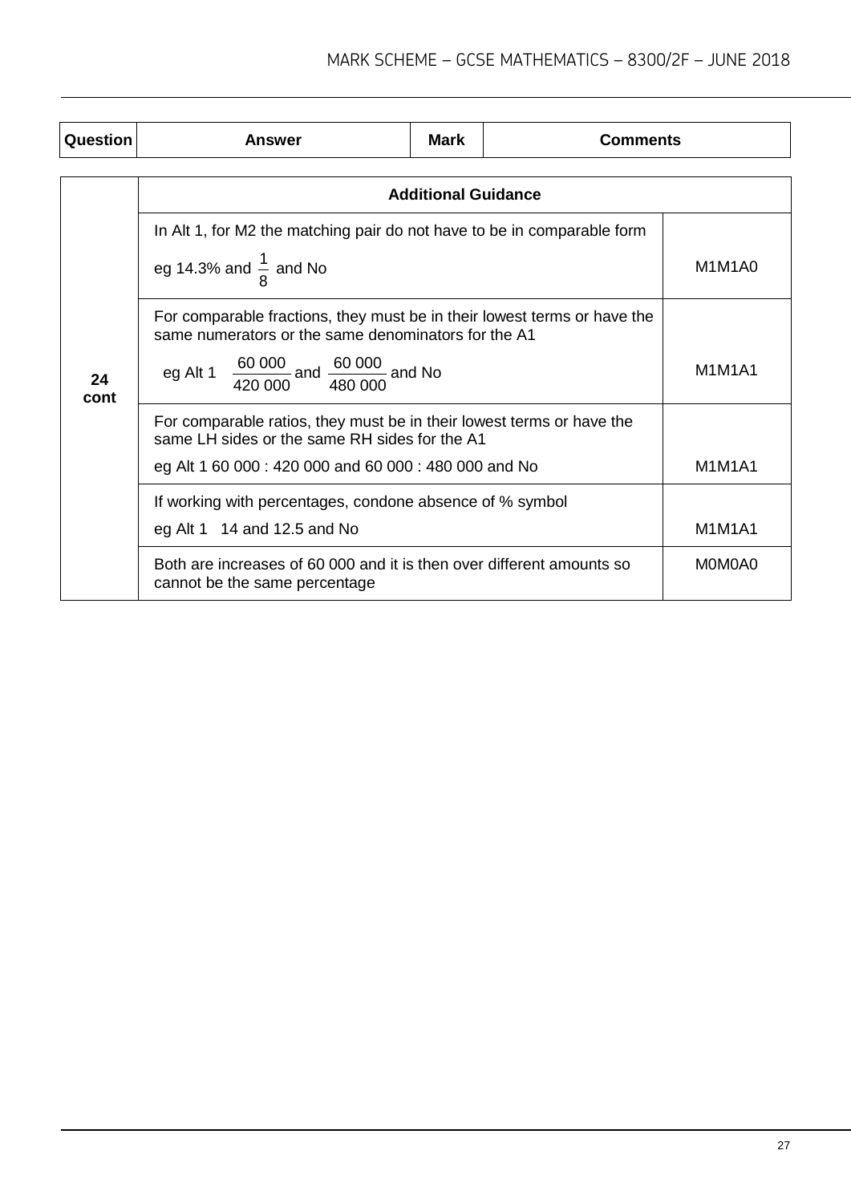| Question | Answer | Mark | Comments |
|---|---|---|---|

| | Additional Guidance | |
|---|---|---|
| 24 cont | In Alt 1, for M2 the matching pair do not have to be in comparable form<br><br>eg 14.3% and $\frac{1}{8}$ and No | M1M1A0 |
| | For comparable fractions, they must be in their lowest terms or have the same numerators or the same denominators for the A1<br><br>eg Alt 1 $\frac{60\ 000}{420\ 000}$ and $\frac{60\ 000}{480\ 000}$ and No | M1M1A1 |
| | For comparable ratios, they must be in their lowest terms or have the same LH sides or the same RH sides for the A1<br><br>eg Alt 1 60 000 : 420 000 and 60 000 : 480 000 and No | M1M1A1 |
| | If working with percentages, condone absence of % symbol<br><br>eg Alt 1 14 and 12.5 and No | M1M1A1 |
| | Both are increases of 60 000 and it is then over different amounts so cannot be the same percentage | M0M0A0 |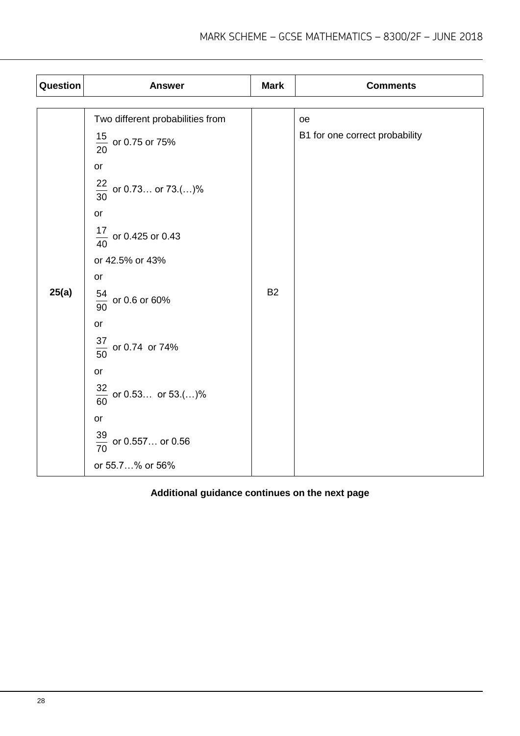| Question | Answer | Mark | Comments |
|---|---|---|---|
| 25(a) | Two different probabilities from<br>$\frac{15}{20}$ or 0.75 or 75%<br>or<br>$\frac{22}{30}$ or 0.73… or 73.(…)%<br>or<br>$\frac{17}{40}$ or 0.425 or 0.43<br>or 42.5% or 43%<br>or<br>$\frac{54}{90}$ or 0.6 or 60%<br>or<br>$\frac{37}{50}$ or 0.74 or 74%<br>or<br>$\frac{32}{60}$ or 0.53… or 53.(…)%<br>or<br>$\frac{39}{70}$ or 0.557… or 0.56<br>or 55.7…% or 56% | B2 | oe<br>B1 for one correct probability |

**Additional guidance continues on the next page**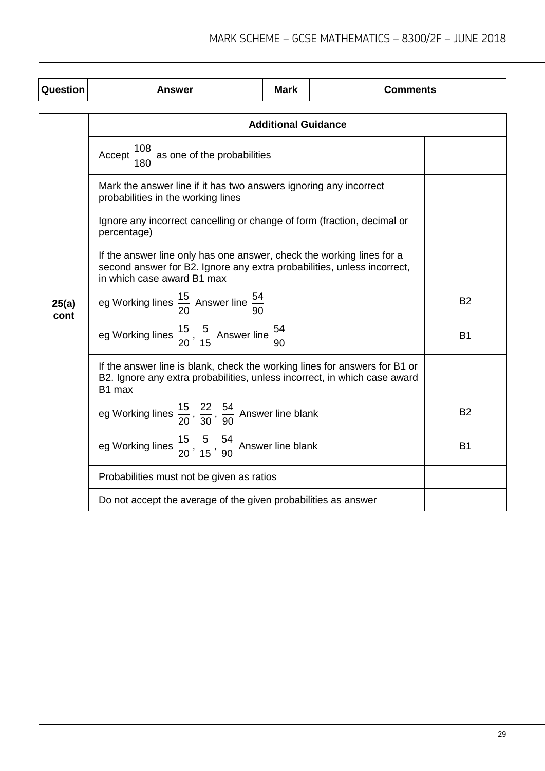| Question | Answer | Mark | Comments |
|---|---|---|---|

| | Additional Guidance | |
|---|---|---|
| 25(a) cont | Accept $\frac{108}{180}$ as one of the probabilities | |
| | Mark the answer line if it has two answers ignoring any incorrect probabilities in the working lines | |
| | Ignore any incorrect cancelling or change of form (fraction, decimal or percentage) | |
| | If the answer line only has one answer, check the working lines for a second answer for B2. Ignore any extra probabilities, unless incorrect, in which case award B1 max<br><br>eg Working lines $\frac{15}{20}$ Answer line $\frac{54}{90}$<br><br>eg Working lines $\frac{15}{20}$, $\frac{5}{15}$ Answer line $\frac{54}{90}$ | <br><br>B2<br><br>B1 |
| | If the answer line is blank, check the working lines for answers for B1 or B2. Ignore any extra probabilities, unless incorrect, in which case award B1 max<br><br>eg Working lines $\frac{15}{20}$, $\frac{22}{30}$, $\frac{54}{90}$ Answer line blank<br><br>eg Working lines $\frac{15}{20}$, $\frac{5}{15}$, $\frac{54}{90}$ Answer line blank | <br><br>B2<br><br>B1 |
| | Probabilities must not be given as ratios | |
| | Do not accept the average of the given probabilities as answer | |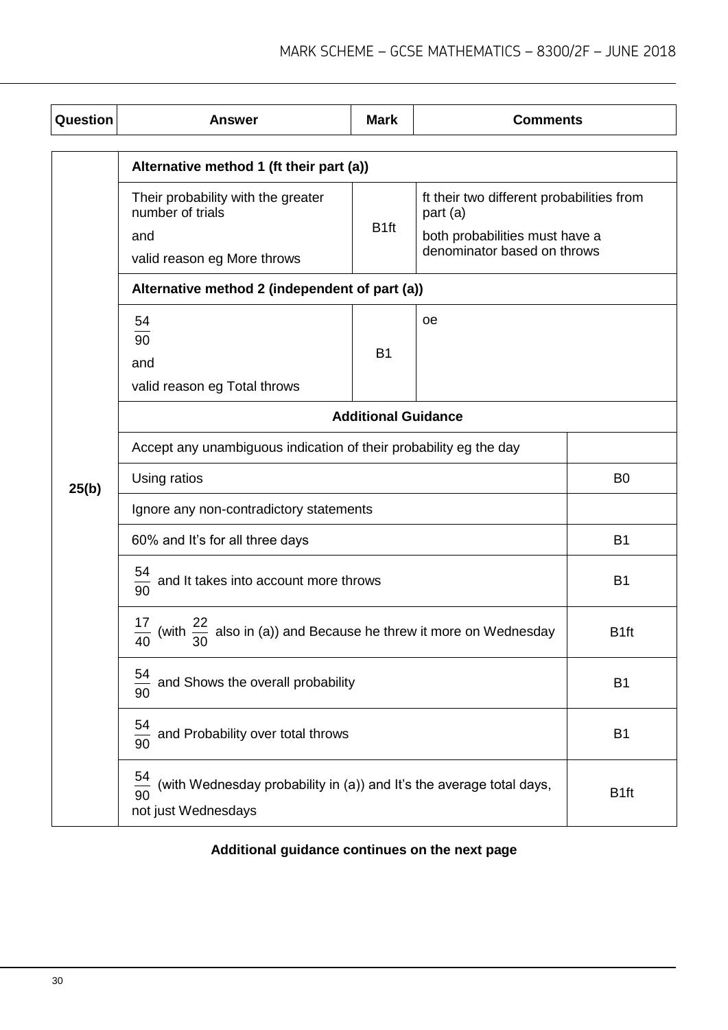| Question | Answer | Mark | Comments |
|---|---|---|---|
| 25(b) | **Alternative method 1 (ft their part (a))** | | |
| | Their probability with the greater number of trials<br>and<br>valid reason eg More throws | B1ft | ft their two different probabilities from part (a)<br>both probabilities must have a denominator based on throws |
| | **Alternative method 2 (independent of part (a))** | | |
| | $\frac{54}{90}$<br>and<br>valid reason eg Total throws | B1 | oe |
| | **Additional Guidance** | | |
| | Accept any unambiguous indication of their probability eg the day | | |
| | Using ratios | | B0 |
| | Ignore any non-contradictory statements | | |
| | 60% and It's for all three days | | B1 |
| | $\frac{54}{90}$ and It takes into account more throws | | B1 |
| | $\frac{17}{40}$ (with $\frac{22}{30}$ also in (a)) and Because he threw it more on Wednesday | | B1ft |
| | $\frac{54}{90}$ and Shows the overall probability | | B1 |
| | $\frac{54}{90}$ and Probability over total throws | | B1 |
| | $\frac{54}{90}$ (with Wednesday probability in (a)) and It's the average total days, not just Wednesdays | | B1ft |

**Additional guidance continues on the next page**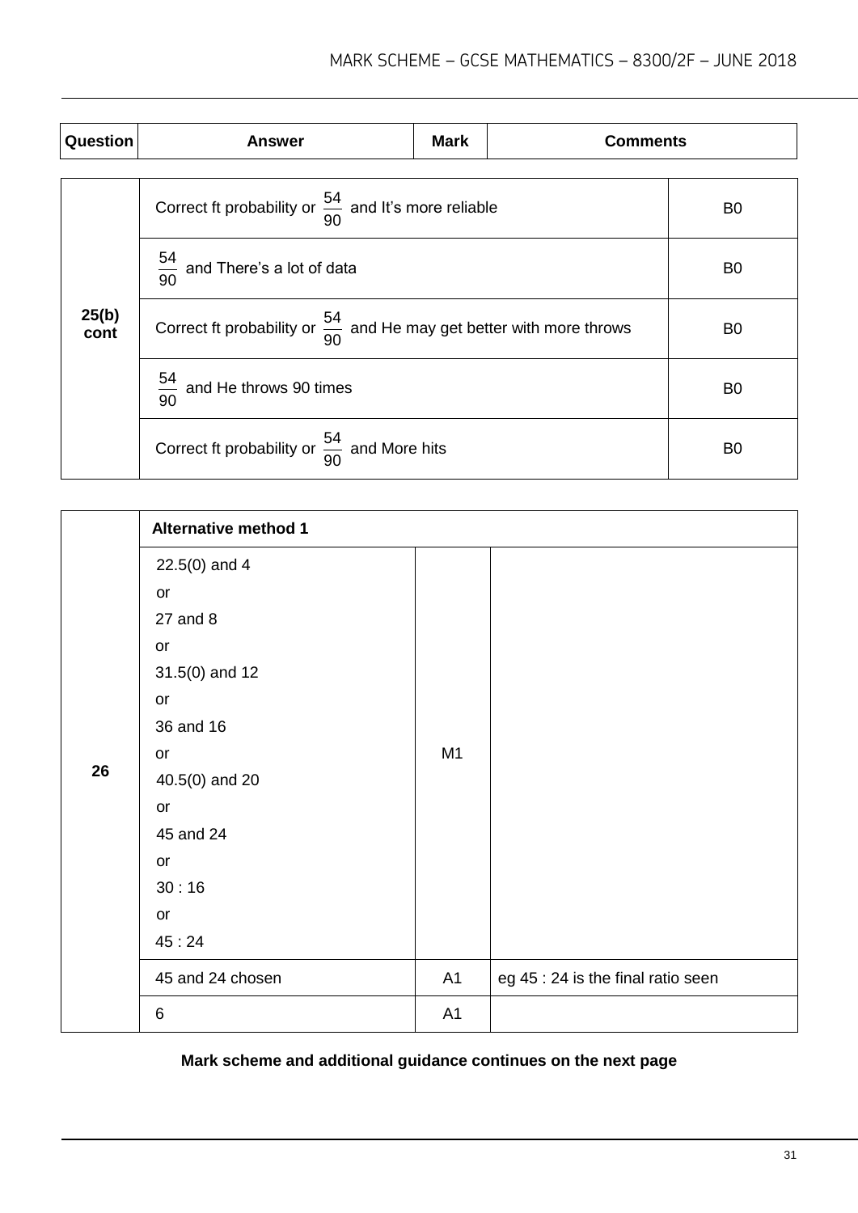| Question | Answer | Mark | Comments |
|---|---|---|---|

| Question | Answer | Mark |
|---|---|---|
| 25(b) cont | Correct ft probability or $\frac{54}{90}$ and It's more reliable | B0 |
| | $\frac{54}{90}$ and There's a lot of data | B0 |
| | Correct ft probability or $\frac{54}{90}$ and He may get better with more throws | B0 |
| | $\frac{54}{90}$ and He throws 90 times | B0 |
| | Correct ft probability or $\frac{54}{90}$ and More hits | B0 |

| Question | Answer | Mark | Comments |
|---|---|---|---|
| 26 | **Alternative method 1** | | |
| | 22.5(0) and 4<br>or<br>27 and 8<br>or<br>31.5(0) and 12<br>or<br>36 and 16<br>or<br>40.5(0) and 20<br>or<br>45 and 24<br>or<br>30 : 16<br>or<br>45 : 24 | M1 | |
| | 45 and 24 chosen | A1 | eg 45 : 24 is the final ratio seen |
| | 6 | A1 | |

**Mark scheme and additional guidance continues on the next page**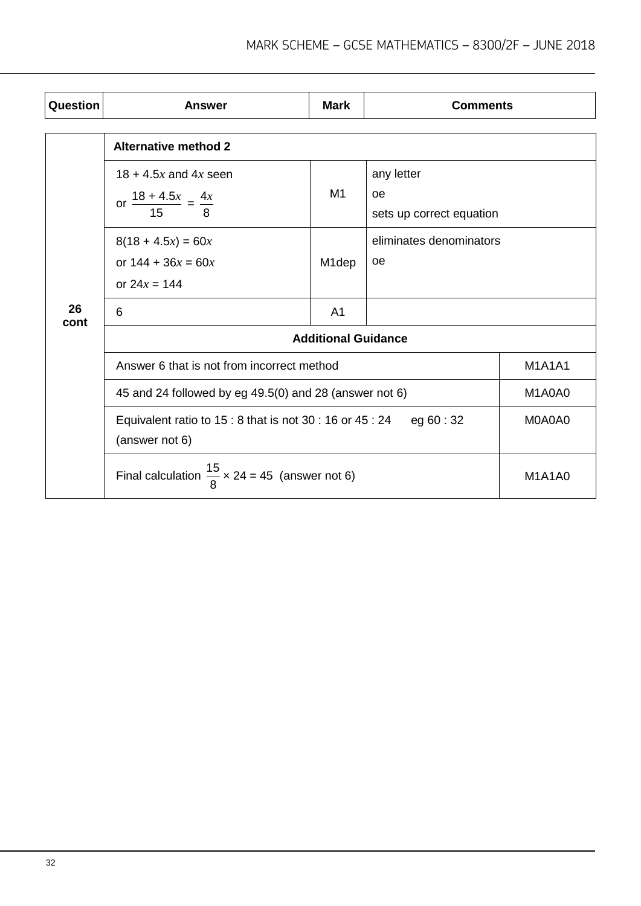| Question | Answer | Mark | Comments | |
|---|---|---|---|---|
| 26 cont | **Alternative method 2** | | | |
| | $18 + 4.5x$ and $4x$ seen<br>or $\frac{18 + 4.5x}{15} = \frac{4x}{8}$ | M1 | any letter<br>oe<br>sets up correct equation | |
| | $8(18 + 4.5x) = 60x$<br>or $144 + 36x = 60x$<br>or $24x = 144$ | M1dep | eliminates denominators<br>oe | |
| | 6 | A1 | | |
| | **Additional Guidance** | | | |
| | Answer 6 that is not from incorrect method | | | M1A1A1 |
| | 45 and 24 followed by eg 49.5(0) and 28 (answer not 6) | | | M1A0A0 |
| | Equivalent ratio to 15 : 8 that is not 30 : 16 or 45 : 24 eg 60 : 32 (answer not 6) | | | M0A0A0 |
| | Final calculation $\frac{15}{8} \times 24 = 45$ (answer not 6) | | | M1A1A0 |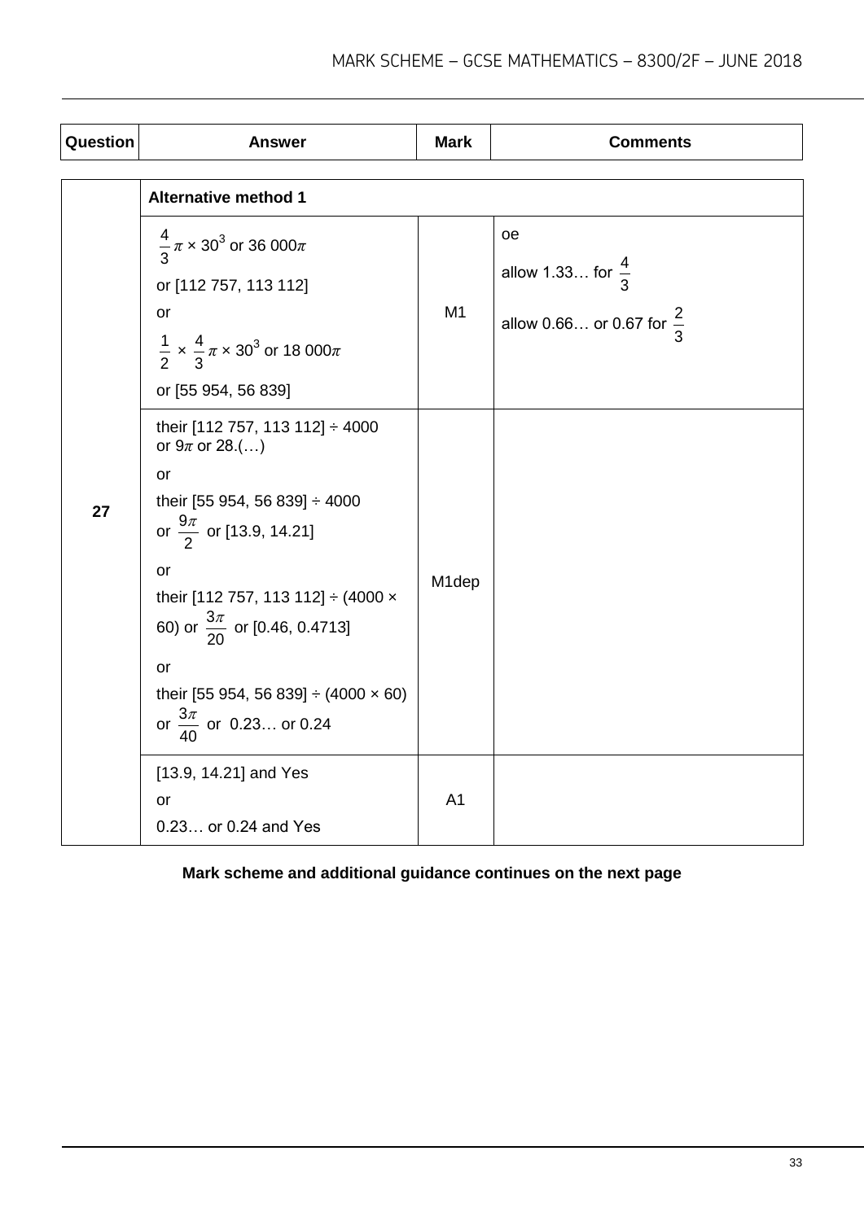| Question | Answer | Mark | Comments |
|---|---|---|---|
| 27 | **Alternative method 1** | | |
| | $\frac{4}{3}\pi \times 30^3$ or $36\,000\pi$<br>or [112 757, 113 112]<br>or<br>$\frac{1}{2} \times \frac{4}{3}\pi \times 30^3$ or $18\,000\pi$<br>or [55 954, 56 839] | M1 | oe<br>allow 1.33… for $\frac{4}{3}$<br>allow 0.66… or 0.67 for $\frac{2}{3}$ |
| | their [112 757, 113 112] ÷ 4000<br>or $9\pi$ or 28.(…)<br>or<br>their [55 954, 56 839] ÷ 4000<br>or $\frac{9\pi}{2}$ or [13.9, 14.21]<br>or<br>their [112 757, 113 112] ÷ (4000 × 60) or $\frac{3\pi}{20}$ or [0.46, 0.4713]<br>or<br>their [55 954, 56 839] ÷ (4000 × 60)<br>or $\frac{3\pi}{40}$ or 0.23… or 0.24 | M1dep | |
| | [13.9, 14.21] and Yes<br>or<br>0.23… or 0.24 and Yes | A1 | |

**Mark scheme and additional guidance continues on the next page**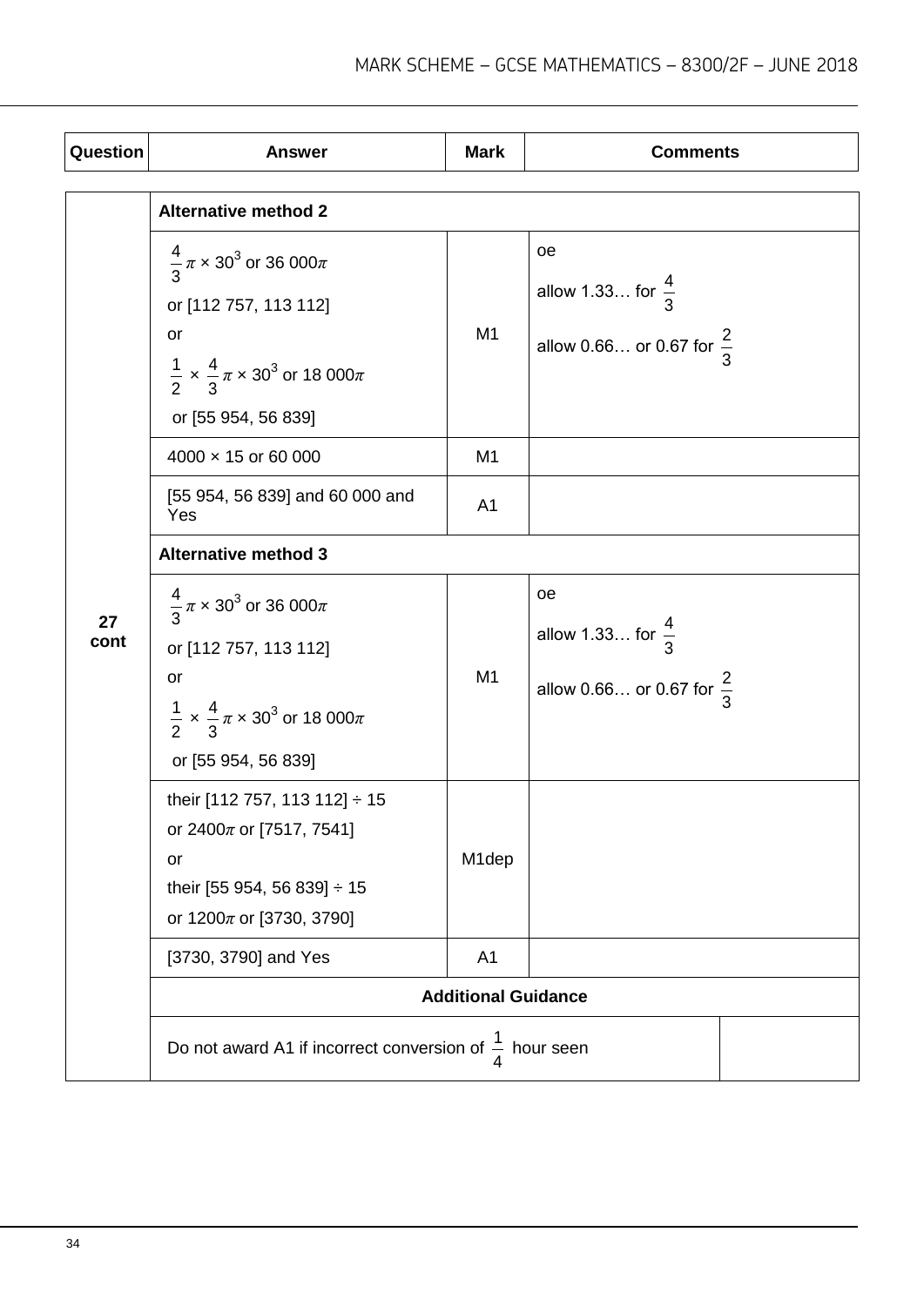| Question | Answer | Mark | Comments |
|---|---|---|---|
| 27 cont | **Alternative method 2** | | |
| | $\frac{4}{3}\pi \times 30^3$ or $36\,000\pi$<br>or [112 757, 113 112]<br>or<br>$\frac{1}{2} \times \frac{4}{3}\pi \times 30^3$ or $18\,000\pi$<br>or [55 954, 56 839] | M1 | oe<br>allow 1.33… for $\frac{4}{3}$<br>allow 0.66… or 0.67 for $\frac{2}{3}$ |
| | $4000 \times 15$ or 60 000 | M1 | |
| | [55 954, 56 839] and 60 000 and Yes | A1 | |
| | **Alternative method 3** | | |
| | $\frac{4}{3}\pi \times 30^3$ or $36\,000\pi$<br>or [112 757, 113 112]<br>or<br>$\frac{1}{2} \times \frac{4}{3}\pi \times 30^3$ or $18\,000\pi$<br>or [55 954, 56 839] | M1 | oe<br>allow 1.33… for $\frac{4}{3}$<br>allow 0.66… or 0.67 for $\frac{2}{3}$ |
| | their [112 757, 113 112] $\div$ 15<br>or $2400\pi$ or [7517, 7541]<br>or<br>their [55 954, 56 839] $\div$ 15<br>or $1200\pi$ or [3730, 3790] | M1dep | |
| | [3730, 3790] and Yes | A1 | |
| | **Additional Guidance** | | |
| | Do not award A1 if incorrect conversion of $\frac{1}{4}$ hour seen | | |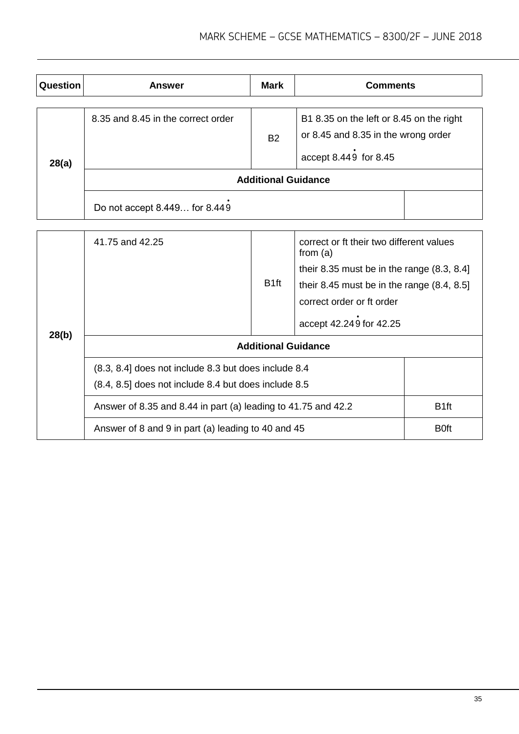| Question | Answer | Mark | Comments |
|---|---|---|---|
| 28(a) | 8.35 and 8.45 in the correct order | B2 | B1 8.35 on the left or 8.45 on the right<br>or 8.45 and 8.35 in the wrong order<br>accept $8.44\dot{9}$ for 8.45 |
| | **Additional Guidance** | | |
| | Do not accept 8.449… for $8.44\dot{9}$ | | |
| 28(b) | 41.75 and 42.25 | B1ft | correct or ft their two different values from (a)<br>their 8.35 must be in the range (8.3, 8.4]<br>their 8.45 must be in the range (8.4, 8.5]<br>correct order or ft order<br>accept $42.24\dot{9}$ for 42.25 |
| | **Additional Guidance** | | |
| | (8.3, 8.4] does not include 8.3 but does include 8.4<br>(8.4, 8.5] does not include 8.4 but does include 8.5 | | |
| | Answer of 8.35 and 8.44 in part (a) leading to 41.75 and 42.2 | | B1ft |
| | Answer of 8 and 9 in part (a) leading to 40 and 45 | | B0ft |